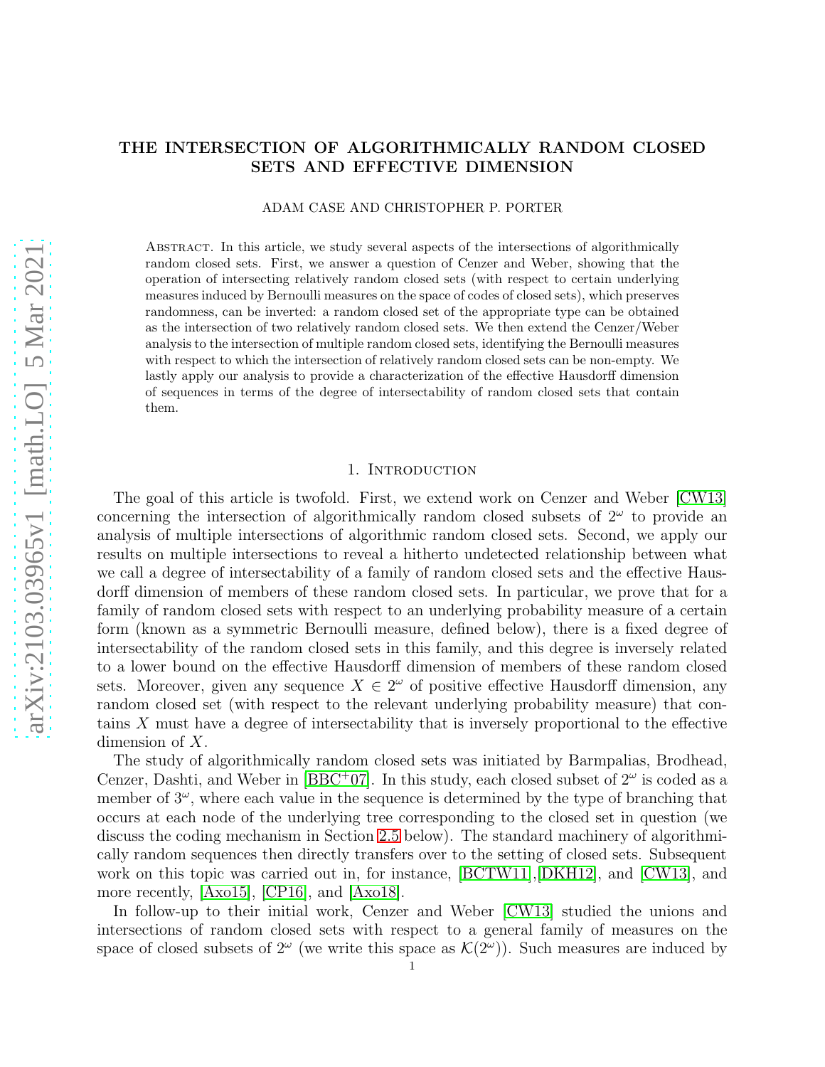# THE INTERSECTION OF ALGORITHMICALLY RANDOM CLOSED SETS AND EFFECTIVE DIMENSION

ADAM CASE AND CHRISTOPHER P. PORTER

Abstract. In this article, we study several aspects of the intersections of algorithmically random closed sets. First, we answer a question of Cenzer and Weber, showing that the operation of intersecting relatively random closed sets (with respect to certain underlying measures induced by Bernoulli measures on the space of codes of closed sets), which preserves randomness, can be inverted: a random closed set of the appropriate type can be obtained as the intersection of two relatively random closed sets. We then extend the Cenzer/Weber analysis to the intersection of multiple random closed sets, identifying the Bernoulli measures with respect to which the intersection of relatively random closed sets can be non-empty. We lastly apply our analysis to provide a characterization of the effective Hausdorff dimension of sequences in terms of the degree of intersectability of random closed sets that contain them.

## 1. Introduction

The goal of this article is twofold. First, we extend work on Cenzer and Weber [CW13] concerning the intersection of algorithmically random closed subsets of $2^\omega$ to provide an analysis of multiple intersections of algorithmic random closed sets. Second, we apply our results on multiple intersections to reveal a hitherto undetected relationship between what we call a degree of intersectability of a family of random closed sets and the effective Hausdorff dimension of members of these random closed sets. In particular, we prove that for a family of random closed sets with respect to an underlying probability measure of a certain form (known as a symmetric Bernoulli measure, defined below), there is a fixed degree of intersectability of the random closed sets in this family, and this degree is inversely related to a lower bound on the effective Hausdorff dimension of members of these random closed sets. Moreover, given any sequence $X \in 2^\omega$ of positive effective Hausdorff dimension, any random closed set (with respect to the relevant underlying probability measure) that contains $X$ must have a degree of intersectability that is inversely proportional to the effective dimension of $X$.

The study of algorithmically random closed sets was initiated by Barmpalias, Brodhead, Cenzer, Dashti, and Weber in [BBC+07]. In this study, each closed subset of $2^\omega$ is coded as a member of $3^\omega$, where each value in the sequence is determined by the type of branching that occurs at each node of the underlying tree corresponding to the closed set in question (we discuss the coding mechanism in Section 2.5 below). The standard machinery of algorithmically random sequences then directly transfers over to the setting of closed sets. Subsequent work on this topic was carried out in, for instance, [BCTW11],[DKH12], and [CW13], and more recently, [Axo15], [CP16], and [Axo18].

In follow-up to their initial work, Cenzer and Weber [CW13] studied the unions and intersections of random closed sets with respect to a general family of measures on the space of closed subsets of $2^\omega$ (we write this space as $\mathcal{K}(2^\omega)$). Such measures are induced by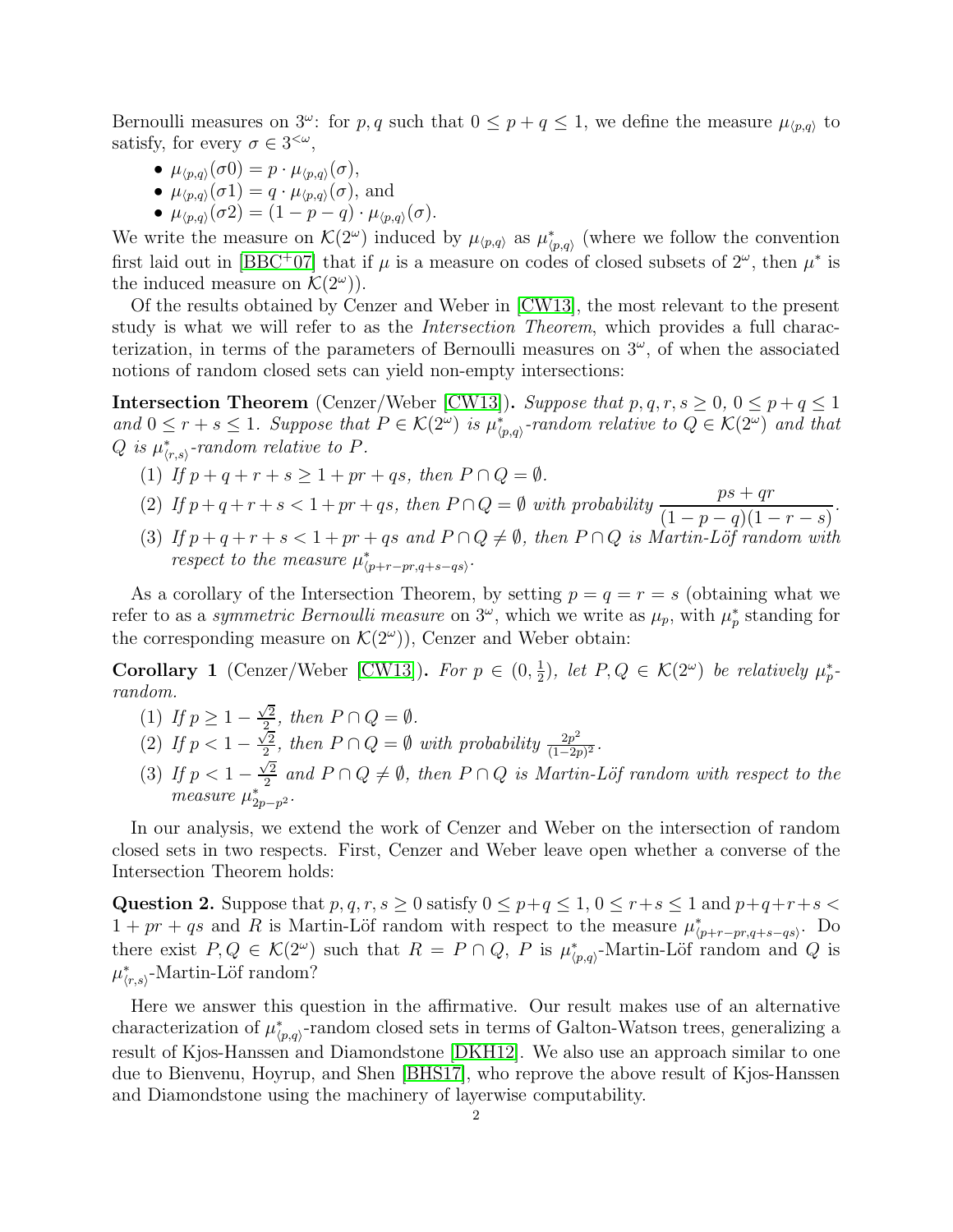Bernoulli measures on $3^\omega$: for $p, q$ such that $0 \leq p+q \leq 1$, we define the measure $\mu_{\langle p,q \rangle}$ to satisfy, for every $\sigma \in 3^{<\omega}$,

- $\mu_{\langle p,q \rangle}(\sigma 0) = p \cdot \mu_{\langle p,q \rangle}(\sigma)$,
- $\mu_{\langle p,q \rangle}(\sigma 1) = q \cdot \mu_{\langle p,q \rangle}(\sigma)$, and
- $\mu_{\langle p,q \rangle}(\sigma 2) = (1-p-q) \cdot \mu_{\langle p,q \rangle}(\sigma)$.

We write the measure on $\mathcal{K}(2^\omega)$ induced by $\mu_{\langle p,q \rangle}$ as $\mu^*_{\langle p,q \rangle}$ (where we follow the convention first laid out in [BBC+07] that if $\mu$ is a measure on codes of closed subsets of $2^\omega$, then $\mu^*$ is the induced measure on $\mathcal{K}(2^\omega)$).

Of the results obtained by Cenzer and Weber in [CW13], the most relevant to the present study is what we will refer to as the *Intersection Theorem*, which provides a full characterization, in terms of the parameters of Bernoulli measures on $3^\omega$, of when the associated notions of random closed sets can yield non-empty intersections:

**Intersection Theorem** (Cenzer/Weber [CW13])**.** *Suppose that $p, q, r, s \geq 0$, $0 \leq p+q \leq 1$ and $0 \leq r+s \leq 1$. Suppose that $P \in \mathcal{K}(2^\omega)$ is $\mu^*_{\langle p,q \rangle}$-random relative to $Q \in \mathcal{K}(2^\omega)$ and that $Q$ is $\mu^*_{\langle r,s \rangle}$-random relative to $P$.*

1. *If $p+q+r+s \geq 1+pr+qs$, then $P \cap Q = \emptyset$.*
2. *If $p+q+r+s < 1+pr+qs$, then $P \cap Q = \emptyset$ with probability $\dfrac{ps+qr}{(1-p-q)(1-r-s)}$.*
3. *If $p+q+r+s < 1+pr+qs$ and $P \cap Q \neq \emptyset$, then $P \cap Q$ is Martin-Löf random with respect to the measure $\mu^*_{\langle p+r-pr, q+s-qs \rangle}$.*

As a corollary of the Intersection Theorem, by setting $p = q = r = s$ (obtaining what we refer to as a *symmetric Bernoulli measure* on $3^\omega$, which we write as $\mu_p$, with $\mu^*_p$ standing for the corresponding measure on $\mathcal{K}(2^\omega)$), Cenzer and Weber obtain:

**Corollary 1** (Cenzer/Weber [CW13])**.** *For $p \in (0, \frac{1}{2})$, let $P, Q \in \mathcal{K}(2^\omega)$ be relatively $\mu^*_p$-random.*

1. *If $p \geq 1 - \frac{\sqrt{2}}{2}$, then $P \cap Q = \emptyset$.*
2. *If $p < 1 - \frac{\sqrt{2}}{2}$, then $P \cap Q = \emptyset$ with probability $\frac{2p^2}{(1-2p)^2}$.*
3. *If $p < 1 - \frac{\sqrt{2}}{2}$ and $P \cap Q \neq \emptyset$, then $P \cap Q$ is Martin-Löf random with respect to the measure $\mu^*_{2p-p^2}$.*

In our analysis, we extend the work of Cenzer and Weber on the intersection of random closed sets in two respects. First, Cenzer and Weber leave open whether a converse of the Intersection Theorem holds:

**Question 2.** Suppose that $p, q, r, s \geq 0$ satisfy $0 \leq p+q \leq 1$, $0 \leq r+s \leq 1$ and $p+q+r+s < 1+pr+qs$ and $R$ is Martin-Löf random with respect to the measure $\mu^*_{\langle p+r-pr, q+s-qs \rangle}$. Do there exist $P, Q \in \mathcal{K}(2^\omega)$ such that $R = P \cap Q$, $P$ is $\mu^*_{\langle p,q \rangle}$-Martin-Löf random and $Q$ is $\mu^*_{\langle r,s \rangle}$-Martin-Löf random?

Here we answer this question in the affirmative. Our result makes use of an alternative characterization of $\mu^*_{\langle p,q \rangle}$-random closed sets in terms of Galton-Watson trees, generalizing a result of Kjos-Hanssen and Diamondstone [DKH12]. We also use an approach similar to one due to Bienvenu, Hoyrup, and Shen [BHS17], who reprove the above result of Kjos-Hanssen and Diamondstone using the machinery of layerwise computability.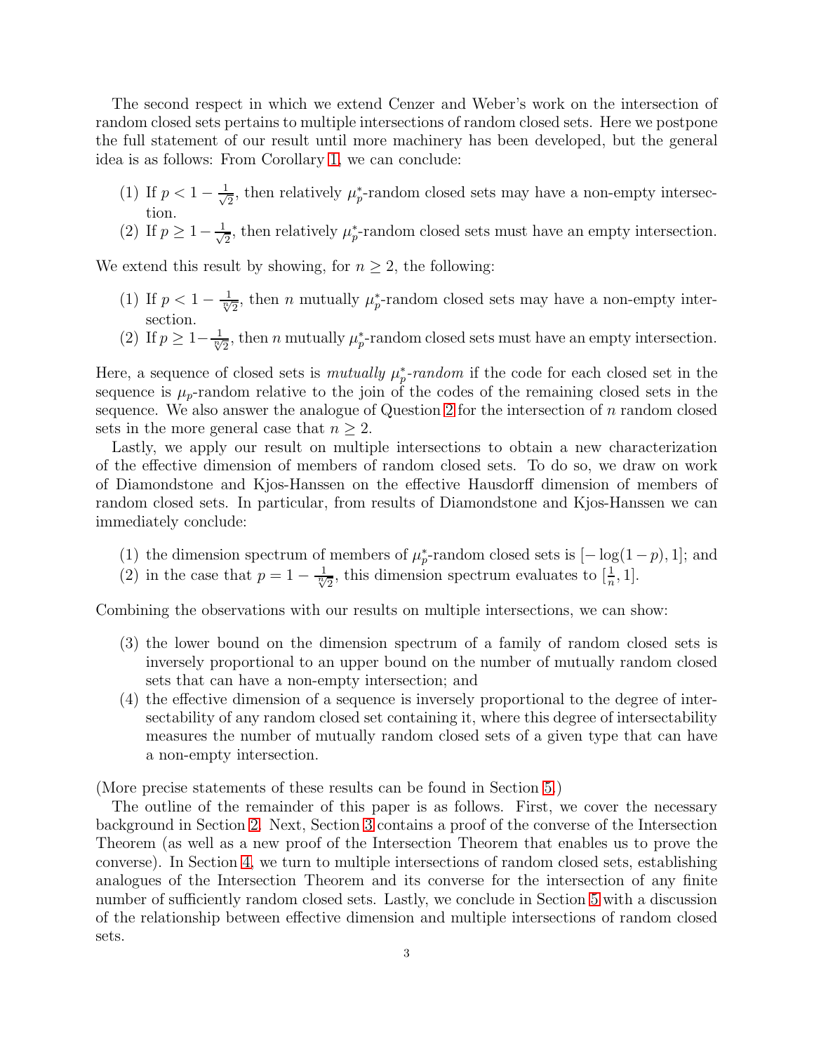The second respect in which we extend Cenzer and Weber's work on the intersection of random closed sets pertains to multiple intersections of random closed sets. Here we postpone the full statement of our result until more machinery has been developed, but the general idea is as follows: From Corollary 1, we can conclude:

(1) If $p < 1 - \frac{1}{\sqrt{2}}$, then relatively $\mu_p^*$-random closed sets may have a non-empty intersection.
(2) If $p \geq 1 - \frac{1}{\sqrt{2}}$, then relatively $\mu_p^*$-random closed sets must have an empty intersection.

We extend this result by showing, for $n \geq 2$, the following:

(1) If $p < 1 - \frac{1}{\sqrt[n]{2}}$, then $n$ mutually $\mu_p^*$-random closed sets may have a non-empty intersection.
(2) If $p \geq 1 - \frac{1}{\sqrt[n]{2}}$, then $n$ mutually $\mu_p^*$-random closed sets must have an empty intersection.

Here, a sequence of closed sets is *mutually $\mu_p^*$-random* if the code for each closed set in the sequence is $\mu_p$-random relative to the join of the codes of the remaining closed sets in the sequence. We also answer the analogue of Question 2 for the intersection of $n$ random closed sets in the more general case that $n \geq 2$.

Lastly, we apply our result on multiple intersections to obtain a new characterization of the effective dimension of members of random closed sets. To do so, we draw on work of Diamondstone and Kjos-Hanssen on the effective Hausdorff dimension of members of random closed sets. In particular, from results of Diamondstone and Kjos-Hanssen we can immediately conclude:

(1) the dimension spectrum of members of $\mu_p^*$-random closed sets is $[-\log(1-p), 1]$; and
(2) in the case that $p = 1 - \frac{1}{\sqrt[n]{2}}$, this dimension spectrum evaluates to $[\frac{1}{n}, 1]$.

Combining the observations with our results on multiple intersections, we can show:

(3) the lower bound on the dimension spectrum of a family of random closed sets is inversely proportional to an upper bound on the number of mutually random closed sets that can have a non-empty intersection; and
(4) the effective dimension of a sequence is inversely proportional to the degree of intersectability of any random closed set containing it, where this degree of intersectability measures the number of mutually random closed sets of a given type that can have a non-empty intersection.

(More precise statements of these results can be found in Section 5.)

The outline of the remainder of this paper is as follows. First, we cover the necessary background in Section 2. Next, Section 3 contains a proof of the converse of the Intersection Theorem (as well as a new proof of the Intersection Theorem that enables us to prove the converse). In Section 4, we turn to multiple intersections of random closed sets, establishing analogues of the Intersection Theorem and its converse for the intersection of any finite number of sufficiently random closed sets. Lastly, we conclude in Section 5 with a discussion of the relationship between effective dimension and multiple intersections of random closed sets.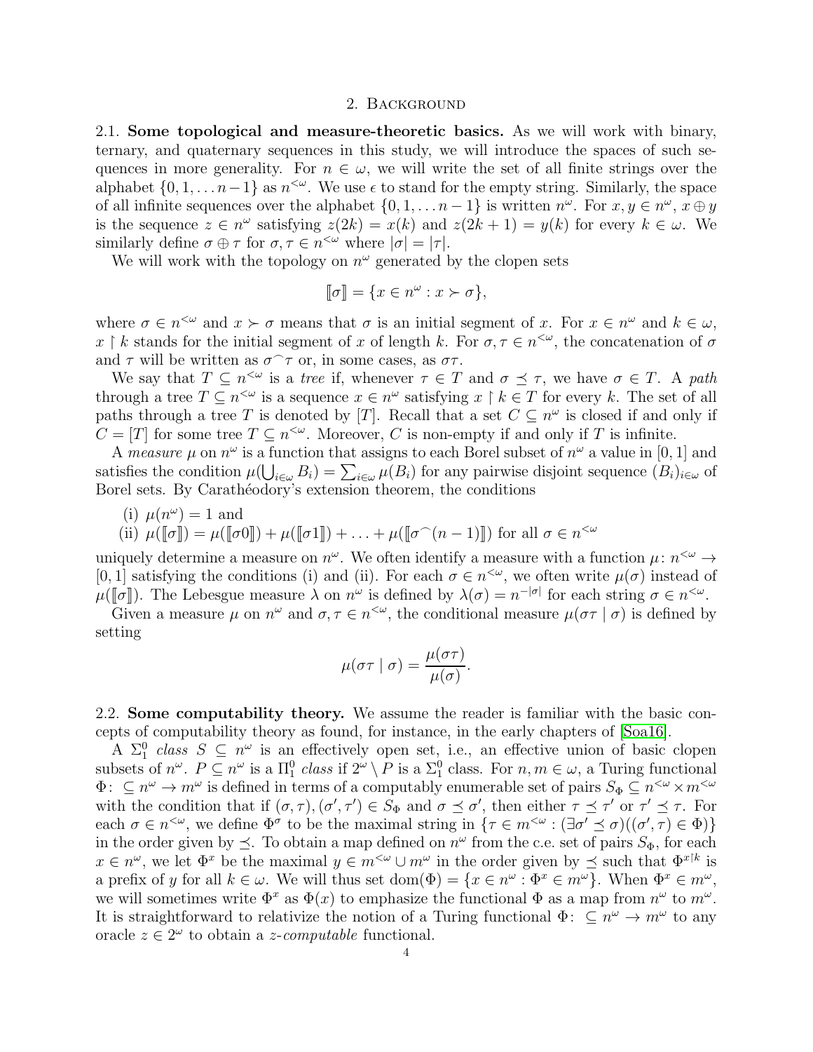## 2. Background

**2.1. Some topological and measure-theoretic basics.** As we will work with binary, ternary, and quaternary sequences in this study, we will introduce the spaces of such sequences in more generality. For $n \in \omega$, we will write the set of all finite strings over the alphabet $\{0, 1, \dots n-1\}$ as $n^{<\omega}$. We use $\epsilon$ to stand for the empty string. Similarly, the space of all infinite sequences over the alphabet $\{0, 1, \dots n-1\}$ is written $n^\omega$. For $x, y \in n^\omega$, $x \oplus y$ is the sequence $z \in n^\omega$ satisfying $z(2k) = x(k)$ and $z(2k+1) = y(k)$ for every $k \in \omega$. We similarly define $\sigma \oplus \tau$ for $\sigma, \tau \in n^{<\omega}$ where $|\sigma| = |\tau|$.

We will work with the topology on $n^\omega$ generated by the clopen sets

$$[\![\sigma]\!] = \{x \in n^\omega : x \succ \sigma\},$$

where $\sigma \in n^{<\omega}$ and $x \succ \sigma$ means that $\sigma$ is an initial segment of $x$. For $x \in n^\omega$ and $k \in \omega$, $x \upharpoonright k$ stands for the initial segment of $x$ of length $k$. For $\sigma, \tau \in n^{<\omega}$, the concatenation of $\sigma$ and $\tau$ will be written as $\sigma^\frown\tau$ or, in some cases, as $\sigma\tau$.

We say that $T \subseteq n^{<\omega}$ is a *tree* if, whenever $\tau \in T$ and $\sigma \preceq \tau$, we have $\sigma \in T$. A *path* through a tree $T \subseteq n^{<\omega}$ is a sequence $x \in n^\omega$ satisfying $x \upharpoonright k \in T$ for every $k$. The set of all paths through a tree $T$ is denoted by $[T]$. Recall that a set $C \subseteq n^\omega$ is closed if and only if $C = [T]$ for some tree $T \subseteq n^{<\omega}$. Moreover, $C$ is non-empty if and only if $T$ is infinite.

A *measure* $\mu$ on $n^\omega$ is a function that assigns to each Borel subset of $n^\omega$ a value in $[0,1]$ and satisfies the condition $\mu(\bigcup_{i\in\omega} B_i) = \sum_{i\in\omega} \mu(B_i)$ for any pairwise disjoint sequence $(B_i)_{i\in\omega}$ of Borel sets. By Carathéodory's extension theorem, the conditions

(i) $\mu(n^\omega) = 1$ and
(ii) $\mu([\![\sigma]\!]) = \mu([\![\sigma 0]\!]) + \mu([\![\sigma 1]\!]) + \dots + \mu([\![\sigma^\frown(n-1)]\!])$ for all $\sigma \in n^{<\omega}$

uniquely determine a measure on $n^\omega$. We often identify a measure with a function $\mu\colon n^{<\omega} \to [0,1]$ satisfying the conditions (i) and (ii). For each $\sigma \in n^{<\omega}$, we often write $\mu(\sigma)$ instead of $\mu([\![\sigma]\!])$. The Lebesgue measure $\lambda$ on $n^\omega$ is defined by $\lambda(\sigma) = n^{-|\sigma|}$ for each string $\sigma \in n^{<\omega}$.

Given a measure $\mu$ on $n^\omega$ and $\sigma, \tau \in n^{<\omega}$, the conditional measure $\mu(\sigma\tau \mid \sigma)$ is defined by setting

$$\mu(\sigma\tau \mid \sigma) = \frac{\mu(\sigma\tau)}{\mu(\sigma)}.$$

**2.2. Some computability theory.** We assume the reader is familiar with the basic concepts of computability theory as found, for instance, in the early chapters of [Soa16].

A $\Sigma^0_1$ *class* $S \subseteq n^\omega$ is an effectively open set, i.e., an effective union of basic clopen subsets of $n^\omega$. $P \subseteq n^\omega$ is a $\Pi^0_1$ *class* if $2^\omega \setminus P$ is a $\Sigma^0_1$ class. For $n, m \in \omega$, a Turing functional $\Phi\colon \subseteq n^\omega \to m^\omega$ is defined in terms of a computably enumerable set of pairs $S_\Phi \subseteq n^{<\omega} \times m^{<\omega}$ with the condition that if $(\sigma, \tau), (\sigma', \tau') \in S_\Phi$ and $\sigma \preceq \sigma'$, then either $\tau \preceq \tau'$ or $\tau' \preceq \tau$. For each $\sigma \in n^{<\omega}$, we define $\Phi^\sigma$ to be the maximal string in $\{\tau \in m^{<\omega} : (\exists \sigma' \preceq \sigma)((\sigma', \tau) \in \Phi)\}$ in the order given by $\preceq$. To obtain a map defined on $n^\omega$ from the c.e. set of pairs $S_\Phi$, for each $x \in n^\omega$, we let $\Phi^x$ be the maximal $y \in m^{<\omega} \cup m^\omega$ in the order given by $\preceq$ such that $\Phi^{x\upharpoonright k}$ is a prefix of $y$ for all $k \in \omega$. We will thus set $\mathrm{dom}(\Phi) = \{x \in n^\omega : \Phi^x \in m^\omega\}$. When $\Phi^x \in m^\omega$, we will sometimes write $\Phi^x$ as $\Phi(x)$ to emphasize the functional $\Phi$ as a map from $n^\omega$ to $m^\omega$. It is straightforward to relativize the notion of a Turing functional $\Phi\colon \subseteq n^\omega \to m^\omega$ to any oracle $z \in 2^\omega$ to obtain a *z-computable* functional.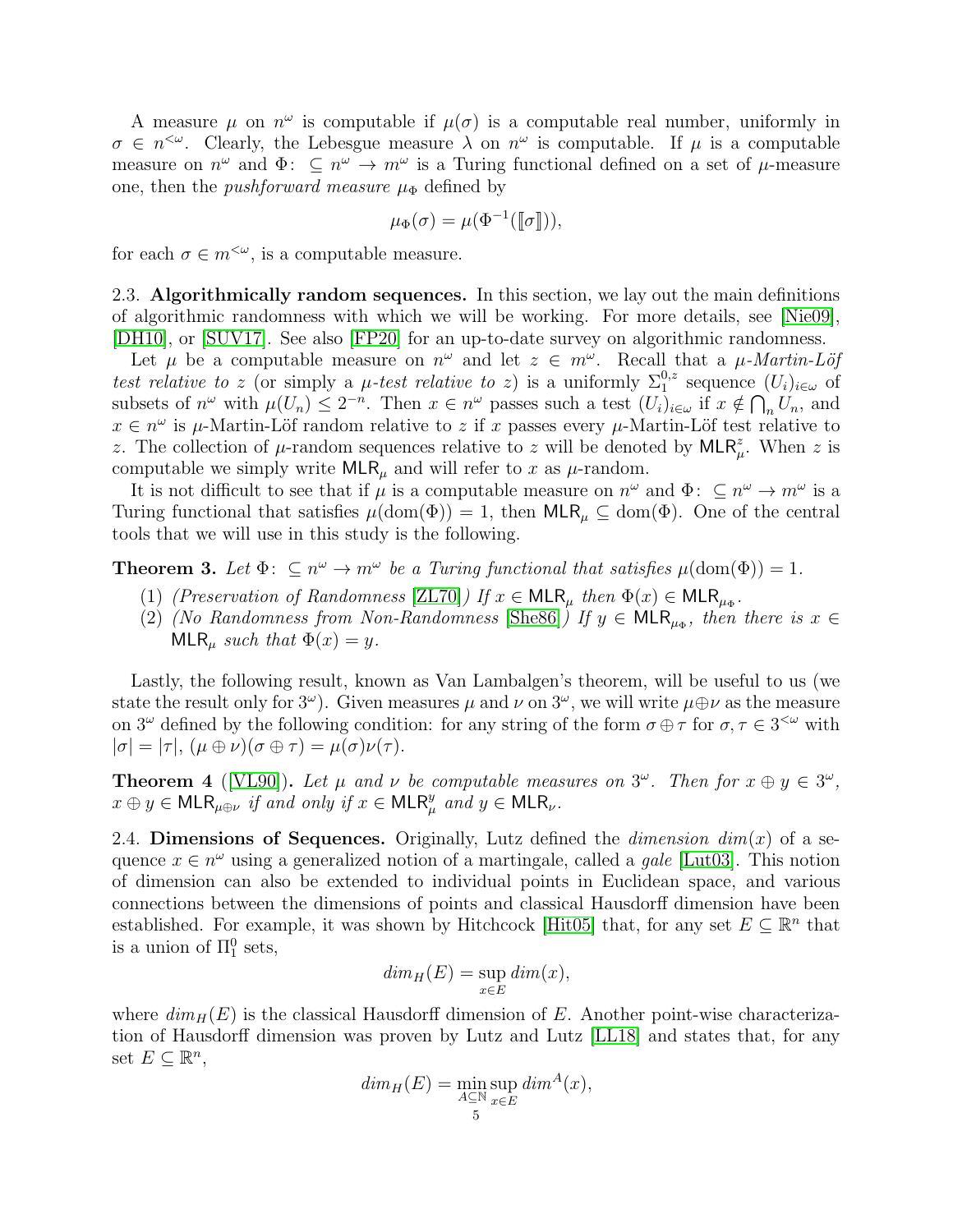A measure $\mu$ on $n^\omega$ is computable if $\mu(\sigma)$ is a computable real number, uniformly in $\sigma \in n^{<\omega}$. Clearly, the Lebesgue measure $\lambda$ on $n^\omega$ is computable. If $\mu$ is a computable measure on $n^\omega$ and $\Phi\colon \subseteq n^\omega \to m^\omega$ is a Turing functional defined on a set of $\mu$-measure one, then the *pushforward measure* $\mu_\Phi$ defined by

$$\mu_\Phi(\sigma) = \mu(\Phi^{-1}(\llbracket\sigma\rrbracket)),$$

for each $\sigma \in m^{<\omega}$, is a computable measure.

2.3. **Algorithmically random sequences.** In this section, we lay out the main definitions of algorithmic randomness with which we will be working. For more details, see [Nie09], [DH10], or [SUV17]. See also [FP20] for an up-to-date survey on algorithmic randomness.

Let $\mu$ be a computable measure on $n^\omega$ and let $z \in m^\omega$. Recall that a *$\mu$-Martin-Löf test relative to* $z$ (or simply a *$\mu$-test relative to* $z$) is a uniformly $\Sigma^{0,z}_1$ sequence $(U_i)_{i\in\omega}$ of subsets of $n^\omega$ with $\mu(U_n) \leq 2^{-n}$. Then $x \in n^\omega$ passes such a test $(U_i)_{i\in\omega}$ if $x \notin \bigcap_n U_n$, and $x \in n^\omega$ is $\mu$-Martin-Löf random relative to $z$ if $x$ passes every $\mu$-Martin-Löf test relative to $z$. The collection of $\mu$-random sequences relative to $z$ will be denoted by $\mathsf{MLR}^z_\mu$. When $z$ is computable we simply write $\mathsf{MLR}_\mu$ and will refer to $x$ as $\mu$-random.

It is not difficult to see that if $\mu$ is a computable measure on $n^\omega$ and $\Phi\colon \subseteq n^\omega \to m^\omega$ is a Turing functional that satisfies $\mu(\mathrm{dom}(\Phi)) = 1$, then $\mathsf{MLR}_\mu \subseteq \mathrm{dom}(\Phi)$. One of the central tools that we will use in this study is the following.

**Theorem 3.** *Let $\Phi\colon \subseteq n^\omega \to m^\omega$ be a Turing functional that satisfies $\mu(\mathrm{dom}(\Phi)) = 1$.*

1. *(Preservation of Randomness [ZL70]) If $x \in \mathsf{MLR}_\mu$ then $\Phi(x) \in \mathsf{MLR}_{\mu_\Phi}$.*
2. *(No Randomness from Non-Randomness [She86]) If $y \in \mathsf{MLR}_{\mu_\Phi}$, then there is $x \in \mathsf{MLR}_\mu$ such that $\Phi(x) = y$.*

Lastly, the following result, known as Van Lambalgen's theorem, will be useful to us (we state the result only for $3^\omega$). Given measures $\mu$ and $\nu$ on $3^\omega$, we will write $\mu\oplus\nu$ as the measure on $3^\omega$ defined by the following condition: for any string of the form $\sigma \oplus \tau$ for $\sigma, \tau \in 3^{<\omega}$ with $|\sigma| = |\tau|$, $(\mu \oplus \nu)(\sigma \oplus \tau) = \mu(\sigma)\nu(\tau)$.

**Theorem 4** ([VL90])**.** *Let $\mu$ and $\nu$ be computable measures on $3^\omega$. Then for $x \oplus y \in 3^\omega$, $x \oplus y \in \mathsf{MLR}_{\mu\oplus\nu}$ if and only if $x \in \mathsf{MLR}^y_\mu$ and $y \in \mathsf{MLR}_\nu$.*

2.4. **Dimensions of Sequences.** Originally, Lutz defined the *dimension* $dim(x)$ of a sequence $x \in n^\omega$ using a generalized notion of a martingale, called a *gale* [Lut03]. This notion of dimension can also be extended to individual points in Euclidean space, and various connections between the dimensions of points and classical Hausdorff dimension have been established. For example, it was shown by Hitchcock [Hit05] that, for any set $E \subseteq \mathbb{R}^n$ that is a union of $\Pi^0_1$ sets,

$$dim_H(E) = \sup_{x\in E} dim(x),$$

where $dim_H(E)$ is the classical Hausdorff dimension of $E$. Another point-wise characterization of Hausdorff dimension was proven by Lutz and Lutz [LL18] and states that, for any set $E \subseteq \mathbb{R}^n$,

$$dim_H(E) = \min_{A\subseteq\mathbb{N}} \sup_{x\in E} dim^A(x),$$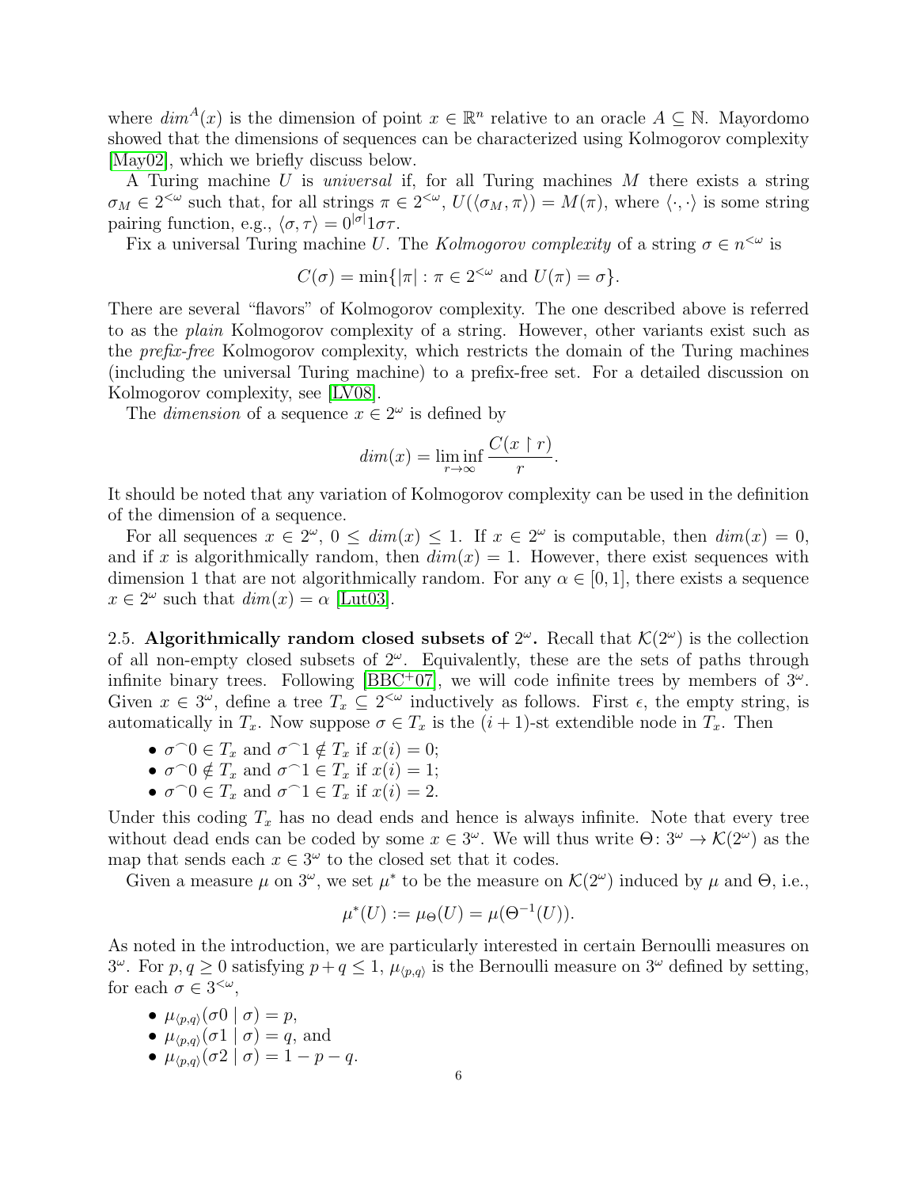where $dim^A(x)$ is the dimension of point $x \in \mathbb{R}^n$ relative to an oracle $A \subseteq \mathbb{N}$. Mayordomo showed that the dimensions of sequences can be characterized using Kolmogorov complexity [May02], which we briefly discuss below.

A Turing machine $U$ is *universal* if, for all Turing machines $M$ there exists a string $\sigma_M \in 2^{<\omega}$ such that, for all strings $\pi \in 2^{<\omega}$, $U(\langle \sigma_M, \pi \rangle) = M(\pi)$, where $\langle \cdot, \cdot \rangle$ is some string pairing function, e.g., $\langle \sigma, \tau \rangle = 0^{|\sigma|}1\sigma\tau$.

Fix a universal Turing machine $U$. The *Kolmogorov complexity* of a string $\sigma \in n^{<\omega}$ is

$$C(\sigma) = \min\{|\pi| : \pi \in 2^{<\omega} \text{ and } U(\pi) = \sigma\}.$$

There are several "flavors" of Kolmogorov complexity. The one described above is referred to as the *plain* Kolmogorov complexity of a string. However, other variants exist such as the *prefix-free* Kolmogorov complexity, which restricts the domain of the Turing machines (including the universal Turing machine) to a prefix-free set. For a detailed discussion on Kolmogorov complexity, see [LV08].

The *dimension* of a sequence $x \in 2^\omega$ is defined by

$$dim(x) = \liminf_{r \to \infty} \frac{C(x \upharpoonright r)}{r}.$$

It should be noted that any variation of Kolmogorov complexity can be used in the definition of the dimension of a sequence.

For all sequences $x \in 2^\omega$, $0 \leq dim(x) \leq 1$. If $x \in 2^\omega$ is computable, then $dim(x) = 0$, and if $x$ is algorithmically random, then $dim(x) = 1$. However, there exist sequences with dimension 1 that are not algorithmically random. For any $\alpha \in [0, 1]$, there exists a sequence $x \in 2^\omega$ such that $dim(x) = \alpha$ [Lut03].

2.5. **Algorithmically random closed subsets of $2^\omega$.** Recall that $\mathcal{K}(2^\omega)$ is the collection of all non-empty closed subsets of $2^\omega$. Equivalently, these are the sets of paths through infinite binary trees. Following [BBC+07], we will code infinite trees by members of $3^\omega$. Given $x \in 3^\omega$, define a tree $T_x \subseteq 2^{<\omega}$ inductively as follows. First $\epsilon$, the empty string, is automatically in $T_x$. Now suppose $\sigma \in T_x$ is the $(i+1)$-st extendible node in $T_x$. Then

- $\sigma^\frown 0 \in T_x$ and $\sigma^\frown 1 \notin T_x$ if $x(i) = 0$;
- $\sigma^\frown 0 \notin T_x$ and $\sigma^\frown 1 \in T_x$ if $x(i) = 1$;
- $\sigma^\frown 0 \in T_x$ and $\sigma^\frown 1 \in T_x$ if $x(i) = 2$.

Under this coding $T_x$ has no dead ends and hence is always infinite. Note that every tree without dead ends can be coded by some $x \in 3^\omega$. We will thus write $\Theta \colon 3^\omega \to \mathcal{K}(2^\omega)$ as the map that sends each $x \in 3^\omega$ to the closed set that it codes.

Given a measure $\mu$ on $3^\omega$, we set $\mu^*$ to be the measure on $\mathcal{K}(2^\omega)$ induced by $\mu$ and $\Theta$, i.e.,

$$\mu^*(U) := \mu_\Theta(U) = \mu(\Theta^{-1}(U)).$$

As noted in the introduction, we are particularly interested in certain Bernoulli measures on $3^\omega$. For $p, q \geq 0$ satisfying $p + q \leq 1$, $\mu_{\langle p,q \rangle}$ is the Bernoulli measure on $3^\omega$ defined by setting, for each $\sigma \in 3^{<\omega}$,

- $\mu_{\langle p,q \rangle}(\sigma 0 \mid \sigma) = p$,
- $\mu_{\langle p,q \rangle}(\sigma 1 \mid \sigma) = q$, and
- $\mu_{\langle p,q \rangle}(\sigma 2 \mid \sigma) = 1 - p - q$.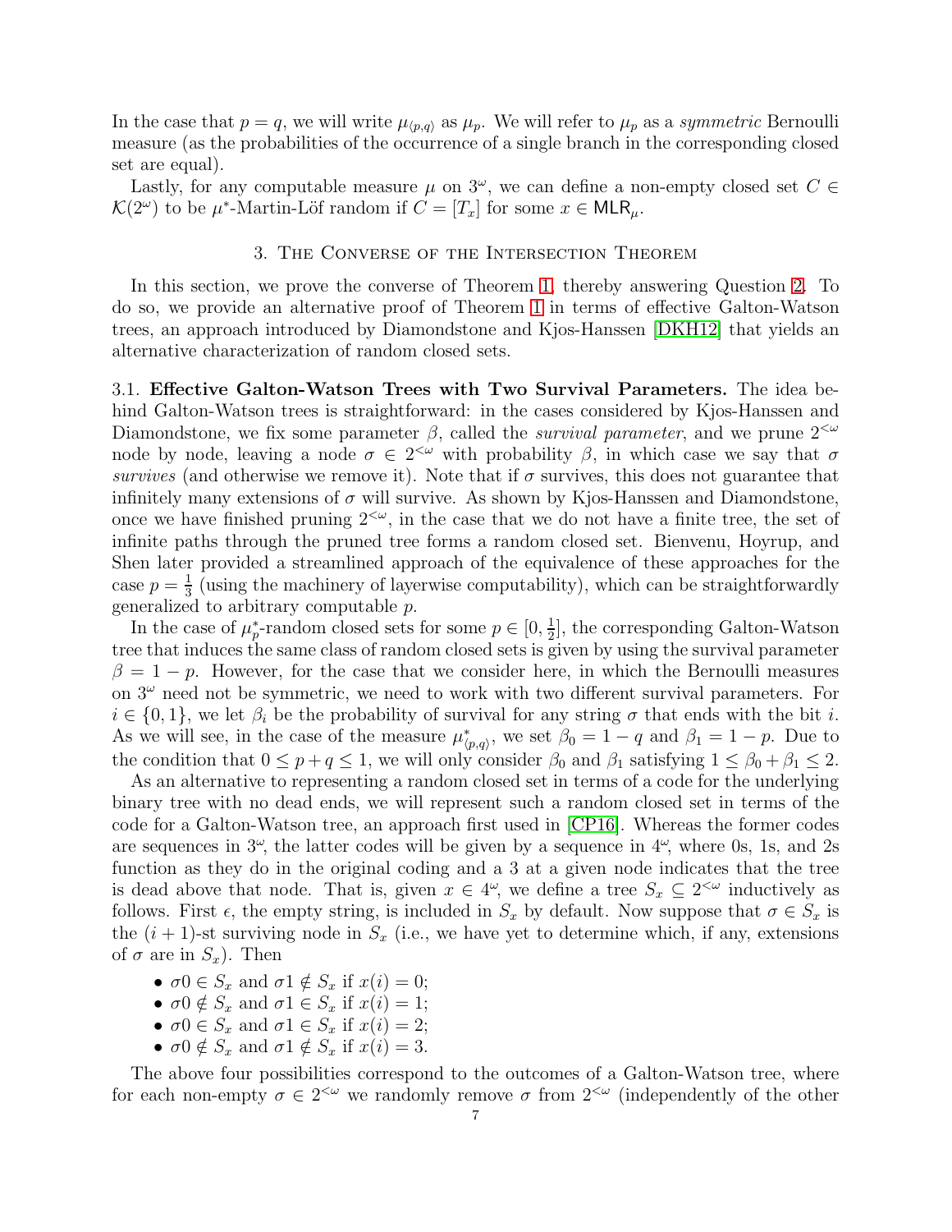In the case that $p = q$, we will write $\mu_{\langle p,q\rangle}$ as $\mu_p$. We will refer to $\mu_p$ as a *symmetric* Bernoulli measure (as the probabilities of the occurrence of a single branch in the corresponding closed set are equal).

Lastly, for any computable measure $\mu$ on $3^\omega$, we can define a non-empty closed set $C \in \mathcal{K}(2^\omega)$ to be $\mu^*$-Martin-Löf random if $C = [T_x]$ for some $x \in \mathsf{MLR}_\mu$.

## 3. The Converse of the Intersection Theorem

In this section, we prove the converse of Theorem 1, thereby answering Question 2. To do so, we provide an alternative proof of Theorem 1 in terms of effective Galton-Watson trees, an approach introduced by Diamondstone and Kjos-Hanssen [DKH12] that yields an alternative characterization of random closed sets.

### 3.1. Effective Galton-Watson Trees with Two Survival Parameters.

The idea behind Galton-Watson trees is straightforward: in the cases considered by Kjos-Hanssen and Diamondstone, we fix some parameter $\beta$, called the *survival parameter*, and we prune $2^{<\omega}$ node by node, leaving a node $\sigma \in 2^{<\omega}$ with probability $\beta$, in which case we say that $\sigma$ *survives* (and otherwise we remove it). Note that if $\sigma$ survives, this does not guarantee that infinitely many extensions of $\sigma$ will survive. As shown by Kjos-Hanssen and Diamondstone, once we have finished pruning $2^{<\omega}$, in the case that we do not have a finite tree, the set of infinite paths through the pruned tree forms a random closed set. Bienvenu, Hoyrup, and Shen later provided a streamlined approach of the equivalence of these approaches for the case $p = \frac{1}{3}$ (using the machinery of layerwise computability), which can be straightforwardly generalized to arbitrary computable $p$.

In the case of $\mu_p^*$-random closed sets for some $p \in [0, \frac{1}{2}]$, the corresponding Galton-Watson tree that induces the same class of random closed sets is given by using the survival parameter $\beta = 1 - p$. However, for the case that we consider here, in which the Bernoulli measures on $3^\omega$ need not be symmetric, we need to work with two different survival parameters. For $i \in \{0, 1\}$, we let $\beta_i$ be the probability of survival for any string $\sigma$ that ends with the bit $i$. As we will see, in the case of the measure $\mu^*_{\langle p,q\rangle}$, we set $\beta_0 = 1 - q$ and $\beta_1 = 1 - p$. Due to the condition that $0 \leq p + q \leq 1$, we will only consider $\beta_0$ and $\beta_1$ satisfying $1 \leq \beta_0 + \beta_1 \leq 2$.

As an alternative to representing a random closed set in terms of a code for the underlying binary tree with no dead ends, we will represent such a random closed set in terms of the code for a Galton-Watson tree, an approach first used in [CP16]. Whereas the former codes are sequences in $3^\omega$, the latter codes will be given by a sequence in $4^\omega$, where 0s, 1s, and 2s function as they do in the original coding and a 3 at a given node indicates that the tree is dead above that node. That is, given $x \in 4^\omega$, we define a tree $S_x \subseteq 2^{<\omega}$ inductively as follows. First $\epsilon$, the empty string, is included in $S_x$ by default. Now suppose that $\sigma \in S_x$ is the $(i+1)$-st surviving node in $S_x$ (i.e., we have yet to determine which, if any, extensions of $\sigma$ are in $S_x$). Then

- $\sigma 0 \in S_x$ and $\sigma 1 \notin S_x$ if $x(i) = 0$;
- $\sigma 0 \notin S_x$ and $\sigma 1 \in S_x$ if $x(i) = 1$;
- $\sigma 0 \in S_x$ and $\sigma 1 \in S_x$ if $x(i) = 2$;
- $\sigma 0 \notin S_x$ and $\sigma 1 \notin S_x$ if $x(i) = 3$.

The above four possibilities correspond to the outcomes of a Galton-Watson tree, where for each non-empty $\sigma \in 2^{<\omega}$ we randomly remove $\sigma$ from $2^{<\omega}$ (independently of the other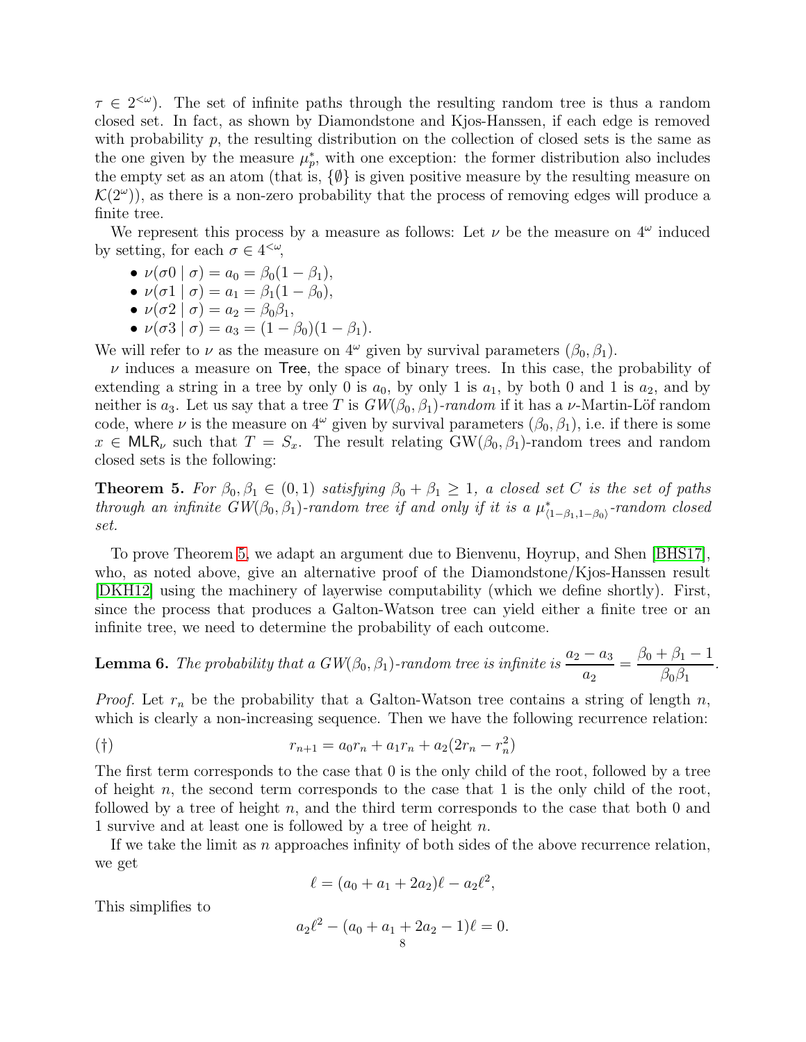$\tau \in 2^{<\omega}$). The set of infinite paths through the resulting random tree is thus a random closed set. In fact, as shown by Diamondstone and Kjos-Hanssen, if each edge is removed with probability $p$, the resulting distribution on the collection of closed sets is the same as the one given by the measure $\mu_p^*$, with one exception: the former distribution also includes the empty set as an atom (that is, $\{\emptyset\}$ is given positive measure by the resulting measure on $\mathcal{K}(2^\omega)$), as there is a non-zero probability that the process of removing edges will produce a finite tree.

We represent this process by a measure as follows: Let $\nu$ be the measure on $4^\omega$ induced by setting, for each $\sigma \in 4^{<\omega}$,

- $\nu(\sigma 0 \mid \sigma) = a_0 = \beta_0(1 - \beta_1)$,
- $\nu(\sigma 1 \mid \sigma) = a_1 = \beta_1(1 - \beta_0)$,
- $\nu(\sigma 2 \mid \sigma) = a_2 = \beta_0\beta_1$,
- $\nu(\sigma 3 \mid \sigma) = a_3 = (1 - \beta_0)(1 - \beta_1)$.

We will refer to $\nu$ as the measure on $4^\omega$ given by survival parameters $(\beta_0, \beta_1)$.

$\nu$ induces a measure on $\mathsf{Tree}$, the space of binary trees. In this case, the probability of extending a string in a tree by only 0 is $a_0$, by only 1 is $a_1$, by both 0 and 1 is $a_2$, and by neither is $a_3$. Let us say that a tree $T$ is *GW*$(\beta_0, \beta_1)$*-random* if it has a $\nu$-Martin-Löf random code, where $\nu$ is the measure on $4^\omega$ given by survival parameters $(\beta_0, \beta_1)$, i.e. if there is some $x \in \mathsf{MLR}_\nu$ such that $T = S_x$. The result relating GW$(\beta_0, \beta_1)$-random trees and random closed sets is the following:

**Theorem 5.** *For $\beta_0, \beta_1 \in (0, 1)$ satisfying $\beta_0 + \beta_1 \geq 1$, a closed set $C$ is the set of paths through an infinite GW$(\beta_0, \beta_1)$-random tree if and only if it is a $\mu^*_{\langle 1-\beta_1, 1-\beta_0\rangle}$-random closed set.*

To prove Theorem 5, we adapt an argument due to Bienvenu, Hoyrup, and Shen [BHS17], who, as noted above, give an alternative proof of the Diamondstone/Kjos-Hanssen result [DKH12] using the machinery of layerwise computability (which we define shortly). First, since the process that produces a Galton-Watson tree can yield either a finite tree or an infinite tree, we need to determine the probability of each outcome.

**Lemma 6.** *The probability that a GW$(\beta_0, \beta_1)$-random tree is infinite is* $\dfrac{a_2 - a_3}{a_2} = \dfrac{\beta_0 + \beta_1 - 1}{\beta_0\beta_1}$.

*Proof.* Let $r_n$ be the probability that a Galton-Watson tree contains a string of length $n$, which is clearly a non-increasing sequence. Then we have the following recurrence relation:

$$r_{n+1} = a_0 r_n + a_1 r_n + a_2(2r_n - r_n^2) \qquad (\dagger)$$

The first term corresponds to the case that 0 is the only child of the root, followed by a tree of height $n$, the second term corresponds to the case that 1 is the only child of the root, followed by a tree of height $n$, and the third term corresponds to the case that both 0 and 1 survive and at least one is followed by a tree of height $n$.

If we take the limit as $n$ approaches infinity of both sides of the above recurrence relation, we get

$$\ell = (a_0 + a_1 + 2a_2)\ell - a_2\ell^2,$$

This simplifies to

$$a_2\ell^2 - (a_0 + a_1 + 2a_2 - 1)\ell = 0.$$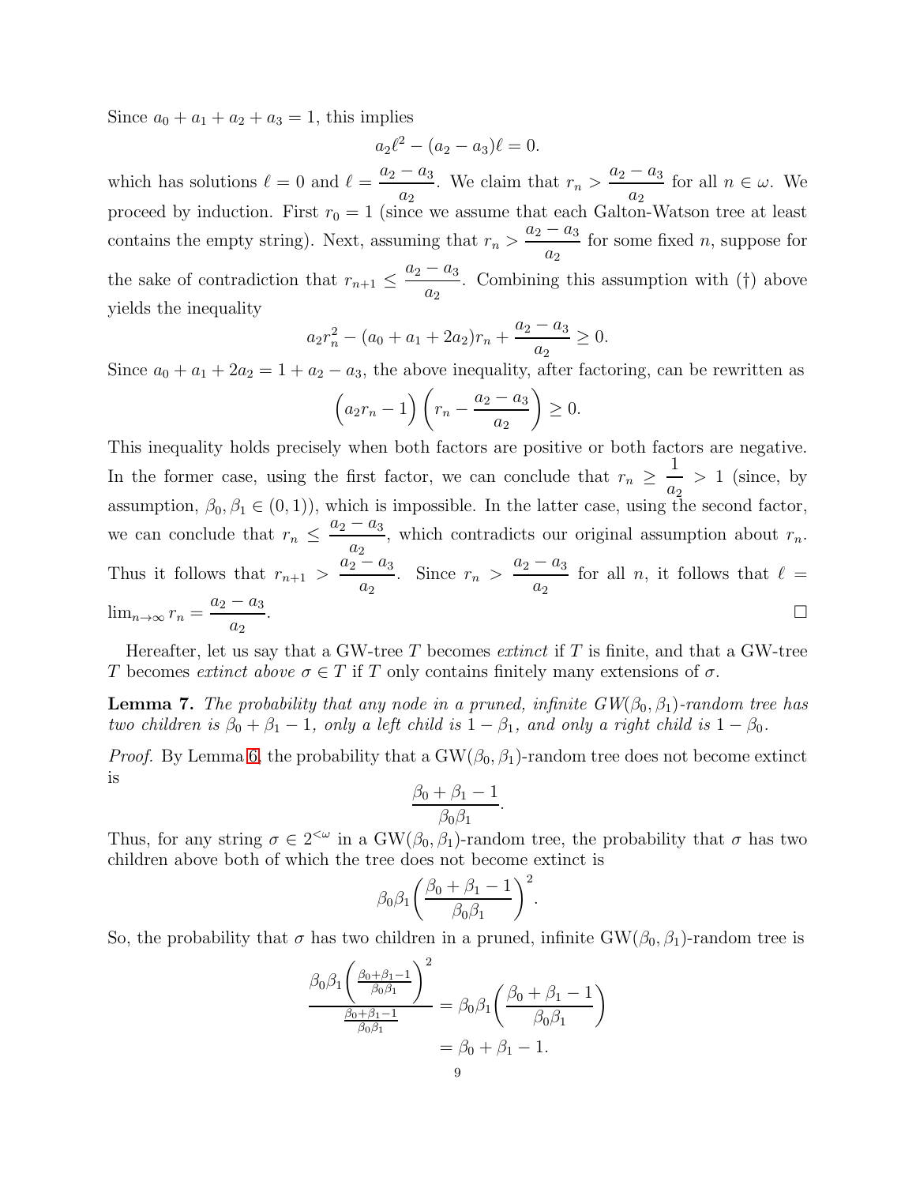Since $a_0 + a_1 + a_2 + a_3 = 1$, this implies

$$a_2\ell^2 - (a_2 - a_3)\ell = 0.$$

which has solutions $\ell = 0$ and $\ell = \dfrac{a_2 - a_3}{a_2}$. We claim that $r_n > \dfrac{a_2 - a_3}{a_2}$ for all $n \in \omega$. We proceed by induction. First $r_0 = 1$ (since we assume that each Galton-Watson tree at least contains the empty string). Next, assuming that $r_n > \dfrac{a_2 - a_3}{a_2}$ for some fixed $n$, suppose for the sake of contradiction that $r_{n+1} \leq \dfrac{a_2 - a_3}{a_2}$. Combining this assumption with (†) above yields the inequality

$$a_2 r_n^2 - (a_0 + a_1 + 2a_2)r_n + \frac{a_2 - a_3}{a_2} \geq 0.$$

Since $a_0 + a_1 + 2a_2 = 1 + a_2 - a_3$, the above inequality, after factoring, can be rewritten as

$$\Big(a_2 r_n - 1\Big)\left(r_n - \frac{a_2 - a_3}{a_2}\right) \geq 0.$$

This inequality holds precisely when both factors are positive or both factors are negative. In the former case, using the first factor, we can conclude that $r_n \geq \dfrac{1}{a_2} > 1$ (since, by assumption, $\beta_0, \beta_1 \in (0,1)$), which is impossible. In the latter case, using the second factor, we can conclude that $r_n \leq \dfrac{a_2 - a_3}{a_2}$, which contradicts our original assumption about $r_n$. Thus it follows that $r_{n+1} > \dfrac{a_2 - a_3}{a_2}$. Since $r_n > \dfrac{a_2 - a_3}{a_2}$ for all $n$, it follows that $\ell = \lim_{n\to\infty} r_n = \dfrac{a_2 - a_3}{a_2}$. □

Hereafter, let us say that a GW-tree $T$ becomes *extinct* if $T$ is finite, and that a GW-tree $T$ becomes *extinct above* $\sigma \in T$ if $T$ only contains finitely many extensions of $\sigma$.

**Lemma 7.** *The probability that any node in a pruned, infinite GW$(\beta_0, \beta_1)$-random tree has two children is $\beta_0 + \beta_1 - 1$, only a left child is $1 - \beta_1$, and only a right child is $1 - \beta_0$.*

*Proof.* By Lemma 6, the probability that a GW$(\beta_0, \beta_1)$-random tree does not become extinct is

$$\frac{\beta_0 + \beta_1 - 1}{\beta_0\beta_1}.$$

Thus, for any string $\sigma \in 2^{<\omega}$ in a GW$(\beta_0, \beta_1)$-random tree, the probability that $\sigma$ has two children above both of which the tree does not become extinct is

$$\beta_0\beta_1\left(\frac{\beta_0 + \beta_1 - 1}{\beta_0\beta_1}\right)^2.$$

So, the probability that $\sigma$ has two children in a pruned, infinite GW$(\beta_0, \beta_1)$-random tree is

$$\begin{aligned}
\frac{\beta_0\beta_1\left(\frac{\beta_0+\beta_1-1}{\beta_0\beta_1}\right)^2}{\frac{\beta_0+\beta_1-1}{\beta_0\beta_1}} &= \beta_0\beta_1\left(\frac{\beta_0 + \beta_1 - 1}{\beta_0\beta_1}\right) \\
&= \beta_0 + \beta_1 - 1.
\end{aligned}$$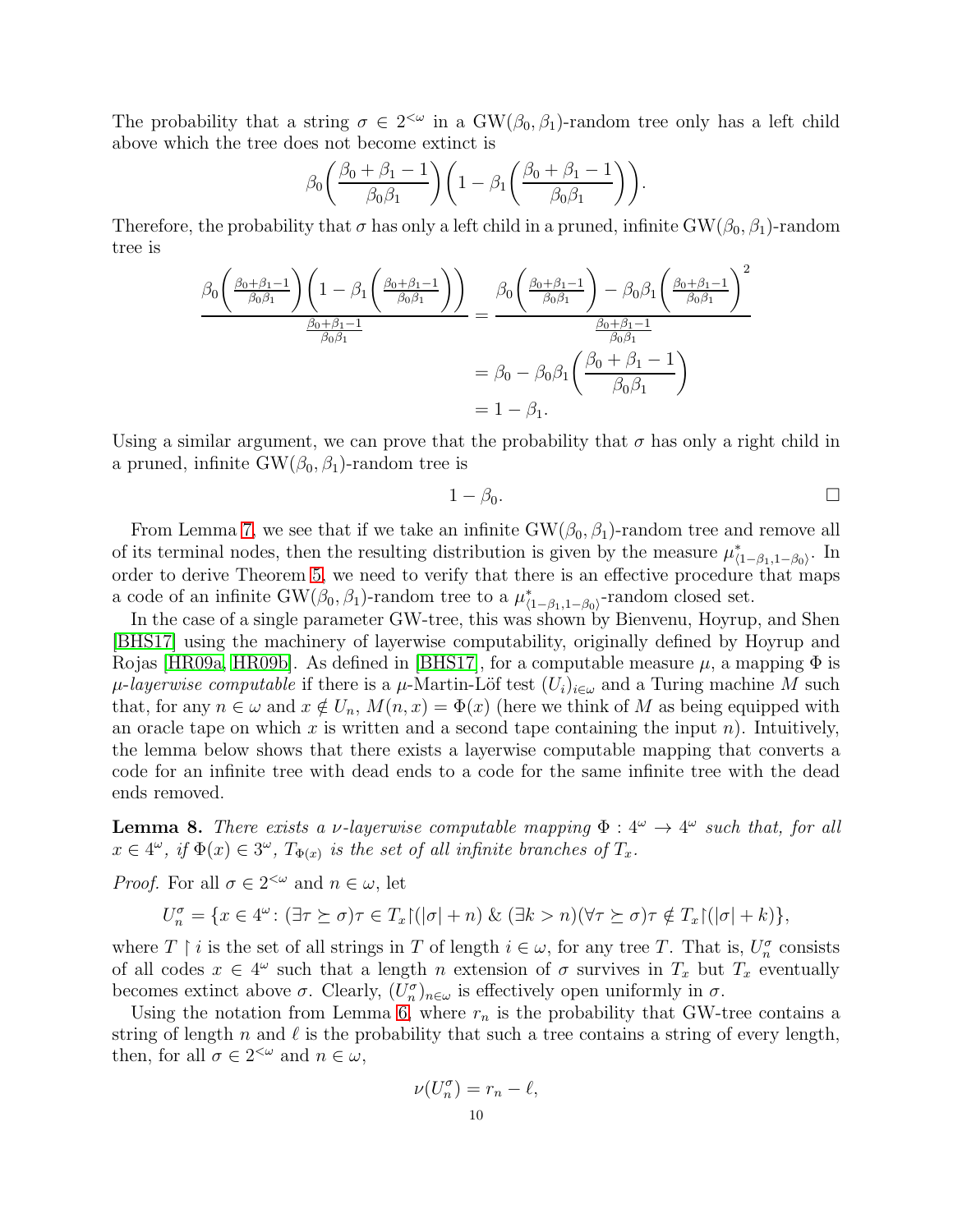The probability that a string $\sigma \in 2^{<\omega}$ in a $\mathrm{GW}(\beta_0, \beta_1)$-random tree only has a left child above which the tree does not become extinct is

$$\beta_0\left(\frac{\beta_0+\beta_1-1}{\beta_0\beta_1}\right)\left(1-\beta_1\left(\frac{\beta_0+\beta_1-1}{\beta_0\beta_1}\right)\right).$$

Therefore, the probability that $\sigma$ has only a left child in a pruned, infinite $\mathrm{GW}(\beta_0, \beta_1)$-random tree is

$$\begin{aligned}
\frac{\beta_0\left(\frac{\beta_0+\beta_1-1}{\beta_0\beta_1}\right)\left(1-\beta_1\left(\frac{\beta_0+\beta_1-1}{\beta_0\beta_1}\right)\right)}{\frac{\beta_0+\beta_1-1}{\beta_0\beta_1}} &= \frac{\beta_0\left(\frac{\beta_0+\beta_1-1}{\beta_0\beta_1}\right)-\beta_0\beta_1\left(\frac{\beta_0+\beta_1-1}{\beta_0\beta_1}\right)^2}{\frac{\beta_0+\beta_1-1}{\beta_0\beta_1}} \\
&= \beta_0-\beta_0\beta_1\left(\frac{\beta_0+\beta_1-1}{\beta_0\beta_1}\right) \\
&= 1-\beta_1.
\end{aligned}$$

Using a similar argument, we can prove that the probability that $\sigma$ has only a right child in a pruned, infinite $\mathrm{GW}(\beta_0, \beta_1)$-random tree is

$$1-\beta_0. \qquad \square$$

From Lemma 7, we see that if we take an infinite $\mathrm{GW}(\beta_0, \beta_1)$-random tree and remove all of its terminal nodes, then the resulting distribution is given by the measure $\mu^*_{\langle 1-\beta_1, 1-\beta_0\rangle}$. In order to derive Theorem 5, we need to verify that there is an effective procedure that maps a code of an infinite $\mathrm{GW}(\beta_0, \beta_1)$-random tree to a $\mu^*_{\langle 1-\beta_1, 1-\beta_0\rangle}$-random closed set.

In the case of a single parameter GW-tree, this was shown by Bienvenu, Hoyrup, and Shen [BHS17] using the machinery of layerwise computability, originally defined by Hoyrup and Rojas [HR09a, HR09b]. As defined in [BHS17], for a computable measure $\mu$, a mapping $\Phi$ is *$\mu$-layerwise computable* if there is a $\mu$-Martin-Löf test $(U_i)_{i\in\omega}$ and a Turing machine $M$ such that, for any $n \in \omega$ and $x \notin U_n$, $M(n, x) = \Phi(x)$ (here we think of $M$ as being equipped with an oracle tape on which $x$ is written and a second tape containing the input $n$). Intuitively, the lemma below shows that there exists a layerwise computable mapping that converts a code for an infinite tree with dead ends to a code for the same infinite tree with the dead ends removed.

**Lemma 8.** *There exists a $\nu$-layerwise computable mapping $\Phi : 4^\omega \to 4^\omega$ such that, for all $x \in 4^\omega$, if $\Phi(x) \in 3^\omega$, $T_{\Phi(x)}$ is the set of all infinite branches of $T_x$.*

*Proof.* For all $\sigma \in 2^{<\omega}$ and $n \in \omega$, let

$$U^\sigma_n = \{x \in 4^\omega \colon (\exists \tau \succeq \sigma)\tau \in T_x{\restriction}(|\sigma|+n) \;\&\; (\exists k > n)(\forall \tau \succeq \sigma)\tau \notin T_x{\restriction}(|\sigma|+k)\},$$

where $T \restriction i$ is the set of all strings in $T$ of length $i \in \omega$, for any tree $T$. That is, $U^\sigma_n$ consists of all codes $x \in 4^\omega$ such that a length $n$ extension of $\sigma$ survives in $T_x$ but $T_x$ eventually becomes extinct above $\sigma$. Clearly, $(U^\sigma_n)_{n\in\omega}$ is effectively open uniformly in $\sigma$.

Using the notation from Lemma 6, where $r_n$ is the probability that GW-tree contains a string of length $n$ and $\ell$ is the probability that such a tree contains a string of every length, then, for all $\sigma \in 2^{<\omega}$ and $n \in \omega$,

$$\nu(U^\sigma_n) = r_n - \ell,$$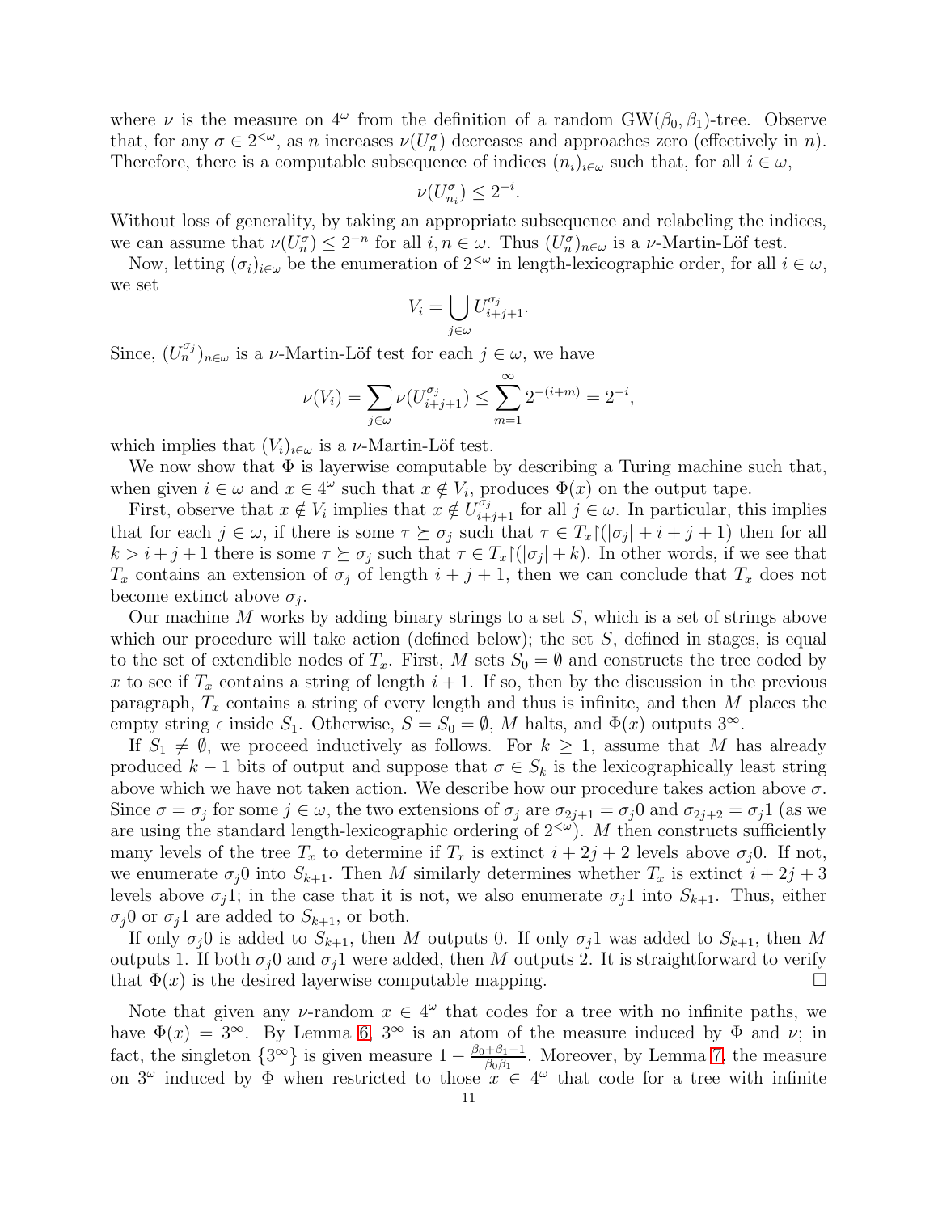where $\nu$ is the measure on $4^\omega$ from the definition of a random GW$(\beta_0, \beta_1)$-tree. Observe that, for any $\sigma \in 2^{<\omega}$, as $n$ increases $\nu(U^\sigma_n)$ decreases and approaches zero (effectively in $n$). Therefore, there is a computable subsequence of indices $(n_i)_{i\in\omega}$ such that, for all $i \in \omega$,

$$\nu(U^\sigma_{n_i}) \leq 2^{-i}.$$

Without loss of generality, by taking an appropriate subsequence and relabeling the indices, we can assume that $\nu(U^\sigma_n) \leq 2^{-n}$ for all $i, n \in \omega$. Thus $(U^\sigma_n)_{n\in\omega}$ is a $\nu$-Martin-Löf test.

Now, letting $(\sigma_i)_{i\in\omega}$ be the enumeration of $2^{<\omega}$ in length-lexicographic order, for all $i \in \omega$, we set

$$V_i = \bigcup_{j\in\omega} U^{\sigma_j}_{i+j+1}.$$

Since, $(U^{\sigma_j}_n)_{n\in\omega}$ is a $\nu$-Martin-Löf test for each $j \in \omega$, we have

$$\nu(V_i) = \sum_{j\in\omega} \nu(U^{\sigma_j}_{i+j+1}) \leq \sum_{m=1}^{\infty} 2^{-(i+m)} = 2^{-i},$$

which implies that $(V_i)_{i\in\omega}$ is a $\nu$-Martin-Löf test.

We now show that $\Phi$ is layerwise computable by describing a Turing machine such that, when given $i \in \omega$ and $x \in 4^\omega$ such that $x \notin V_i$, produces $\Phi(x)$ on the output tape.

First, observe that $x \notin V_i$ implies that $x \notin U^{\sigma_j}_{i+j+1}$ for all $j \in \omega$. In particular, this implies that for each $j \in \omega$, if there is some $\tau \succeq \sigma_j$ such that $\tau \in T_x{\upharpoonright}(|\sigma_j| + i + j + 1)$ then for all $k > i + j + 1$ there is some $\tau \succeq \sigma_j$ such that $\tau \in T_x{\upharpoonright}(|\sigma_j| + k)$. In other words, if we see that $T_x$ contains an extension of $\sigma_j$ of length $i + j + 1$, then we can conclude that $T_x$ does not become extinct above $\sigma_j$.

Our machine $M$ works by adding binary strings to a set $S$, which is a set of strings above which our procedure will take action (defined below); the set $S$, defined in stages, is equal to the set of extendible nodes of $T_x$. First, $M$ sets $S_0 = \emptyset$ and constructs the tree coded by $x$ to see if $T_x$ contains a string of length $i + 1$. If so, then by the discussion in the previous paragraph, $T_x$ contains a string of every length and thus is infinite, and then $M$ places the empty string $\epsilon$ inside $S_1$. Otherwise, $S = S_0 = \emptyset$, $M$ halts, and $\Phi(x)$ outputs $3^\infty$.

If $S_1 \neq \emptyset$, we proceed inductively as follows. For $k \geq 1$, assume that $M$ has already produced $k - 1$ bits of output and suppose that $\sigma \in S_k$ is the lexicographically least string above which we have not taken action. We describe how our procedure takes action above $\sigma$. Since $\sigma = \sigma_j$ for some $j \in \omega$, the two extensions of $\sigma_j$ are $\sigma_{2j+1} = \sigma_j 0$ and $\sigma_{2j+2} = \sigma_j 1$ (as we are using the standard length-lexicographic ordering of $2^{<\omega}$). $M$ then constructs sufficiently many levels of the tree $T_x$ to determine if $T_x$ is extinct $i + 2j + 2$ levels above $\sigma_j 0$. If not, we enumerate $\sigma_j 0$ into $S_{k+1}$. Then $M$ similarly determines whether $T_x$ is extinct $i + 2j + 3$ levels above $\sigma_j 1$; in the case that it is not, we also enumerate $\sigma_j 1$ into $S_{k+1}$. Thus, either $\sigma_j 0$ or $\sigma_j 1$ are added to $S_{k+1}$, or both.

If only $\sigma_j 0$ is added to $S_{k+1}$, then $M$ outputs 0. If only $\sigma_j 1$ was added to $S_{k+1}$, then $M$ outputs 1. If both $\sigma_j 0$ and $\sigma_j 1$ were added, then $M$ outputs 2. It is straightforward to verify that $\Phi(x)$ is the desired layerwise computable mapping. $\square$

Note that given any $\nu$-random $x \in 4^\omega$ that codes for a tree with no infinite paths, we have $\Phi(x) = 3^\infty$. By Lemma 6, $3^\infty$ is an atom of the measure induced by $\Phi$ and $\nu$; in fact, the singleton $\{3^\infty\}$ is given measure $1 - \frac{\beta_0+\beta_1-1}{\beta_0\beta_1}$. Moreover, by Lemma 7, the measure on $3^\omega$ induced by $\Phi$ when restricted to those $x \in 4^\omega$ that code for a tree with infinite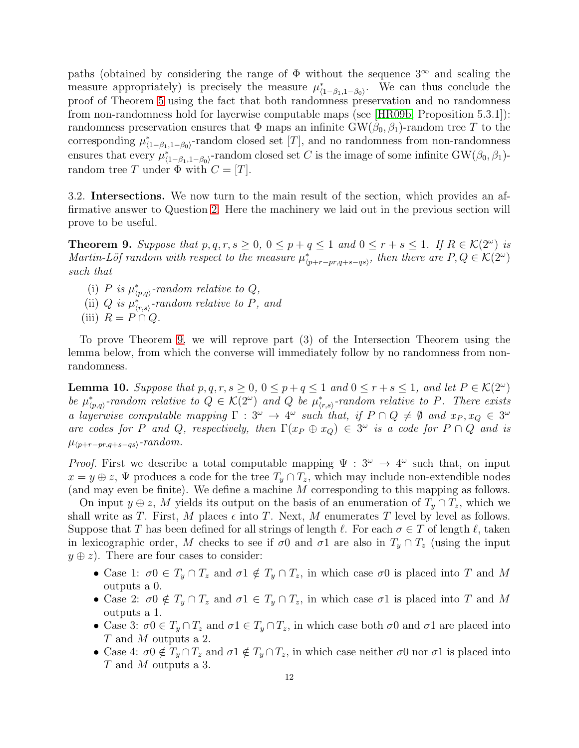paths (obtained by considering the range of $\Phi$ without the sequence $3^\infty$ and scaling the measure appropriately) is precisely the measure $\mu^*_{\langle 1-\beta_1, 1-\beta_0\rangle}$. We can thus conclude the proof of Theorem 5 using the fact that both randomness preservation and no randomness from non-randomness hold for layerwise computable maps (see [HR09b, Proposition 5.3.1]): randomness preservation ensures that $\Phi$ maps an infinite $\mathrm{GW}(\beta_0, \beta_1)$-random tree $T$ to the corresponding $\mu^*_{\langle 1-\beta_1, 1-\beta_0\rangle}$-random closed set $[T]$, and no randomness from non-randomness ensures that every $\mu^*_{\langle 1-\beta_1, 1-\beta_0\rangle}$-random closed set $C$ is the image of some infinite $\mathrm{GW}(\beta_0, \beta_1)$-random tree $T$ under $\Phi$ with $C = [T]$.

3.2. **Intersections.** We now turn to the main result of the section, which provides an affirmative answer to Question 2. Here the machinery we laid out in the previous section will prove to be useful.

**Theorem 9.** *Suppose that $p, q, r, s \geq 0$, $0 \leq p + q \leq 1$ and $0 \leq r + s \leq 1$. If $R \in \mathcal{K}(2^\omega)$ is Martin-Löf random with respect to the measure $\mu^*_{\langle p+r-pr, q+s-qs\rangle}$, then there are $P, Q \in \mathcal{K}(2^\omega)$ such that*

- (i) *$P$ is $\mu^*_{\langle p,q\rangle}$-random relative to $Q$,*
- (ii) *$Q$ is $\mu^*_{\langle r,s\rangle}$-random relative to $P$, and*
- (iii) *$R = P \cap Q$.*

To prove Theorem 9, we will reprove part (3) of the Intersection Theorem using the lemma below, from which the converse will immediately follow by no randomness from non-randomness.

**Lemma 10.** *Suppose that $p, q, r, s \geq 0$, $0 \leq p + q \leq 1$ and $0 \leq r + s \leq 1$, and let $P \in \mathcal{K}(2^\omega)$ be $\mu^*_{\langle p,q\rangle}$-random relative to $Q \in \mathcal{K}(2^\omega)$ and $Q$ be $\mu^*_{\langle r,s\rangle}$-random relative to $P$. There exists a layerwise computable mapping $\Gamma : 3^\omega \to 4^\omega$ such that, if $P \cap Q \neq \emptyset$ and $x_P, x_Q \in 3^\omega$ are codes for $P$ and $Q$, respectively, then $\Gamma(x_P \oplus x_Q) \in 3^\omega$ is a code for $P \cap Q$ and is $\mu_{\langle p+r-pr, q+s-qs\rangle}$-random.*

*Proof.* First we describe a total computable mapping $\Psi : 3^\omega \to 4^\omega$ such that, on input $x = y \oplus z$, $\Psi$ produces a code for the tree $T_y \cap T_z$, which may include non-extendible nodes (and may even be finite). We define a machine $M$ corresponding to this mapping as follows.

On input $y \oplus z$, $M$ yields its output on the basis of an enumeration of $T_y \cap T_z$, which we shall write as $T$. First, $M$ places $\epsilon$ into $T$. Next, $M$ enumerates $T$ level by level as follows. Suppose that $T$ has been defined for all strings of length $\ell$. For each $\sigma \in T$ of length $\ell$, taken in lexicographic order, $M$ checks to see if $\sigma 0$ and $\sigma 1$ are also in $T_y \cap T_z$ (using the input $y \oplus z$). There are four cases to consider:

- Case 1: $\sigma 0 \in T_y \cap T_z$ and $\sigma 1 \notin T_y \cap T_z$, in which case $\sigma 0$ is placed into $T$ and $M$ outputs a 0.
- Case 2: $\sigma 0 \notin T_y \cap T_z$ and $\sigma 1 \in T_y \cap T_z$, in which case $\sigma 1$ is placed into $T$ and $M$ outputs a 1.
- Case 3: $\sigma 0 \in T_y \cap T_z$ and $\sigma 1 \in T_y \cap T_z$, in which case both $\sigma 0$ and $\sigma 1$ are placed into $T$ and $M$ outputs a 2.
- Case 4: $\sigma 0 \notin T_y \cap T_z$ and $\sigma 1 \notin T_y \cap T_z$, in which case neither $\sigma 0$ nor $\sigma 1$ is placed into $T$ and $M$ outputs a 3.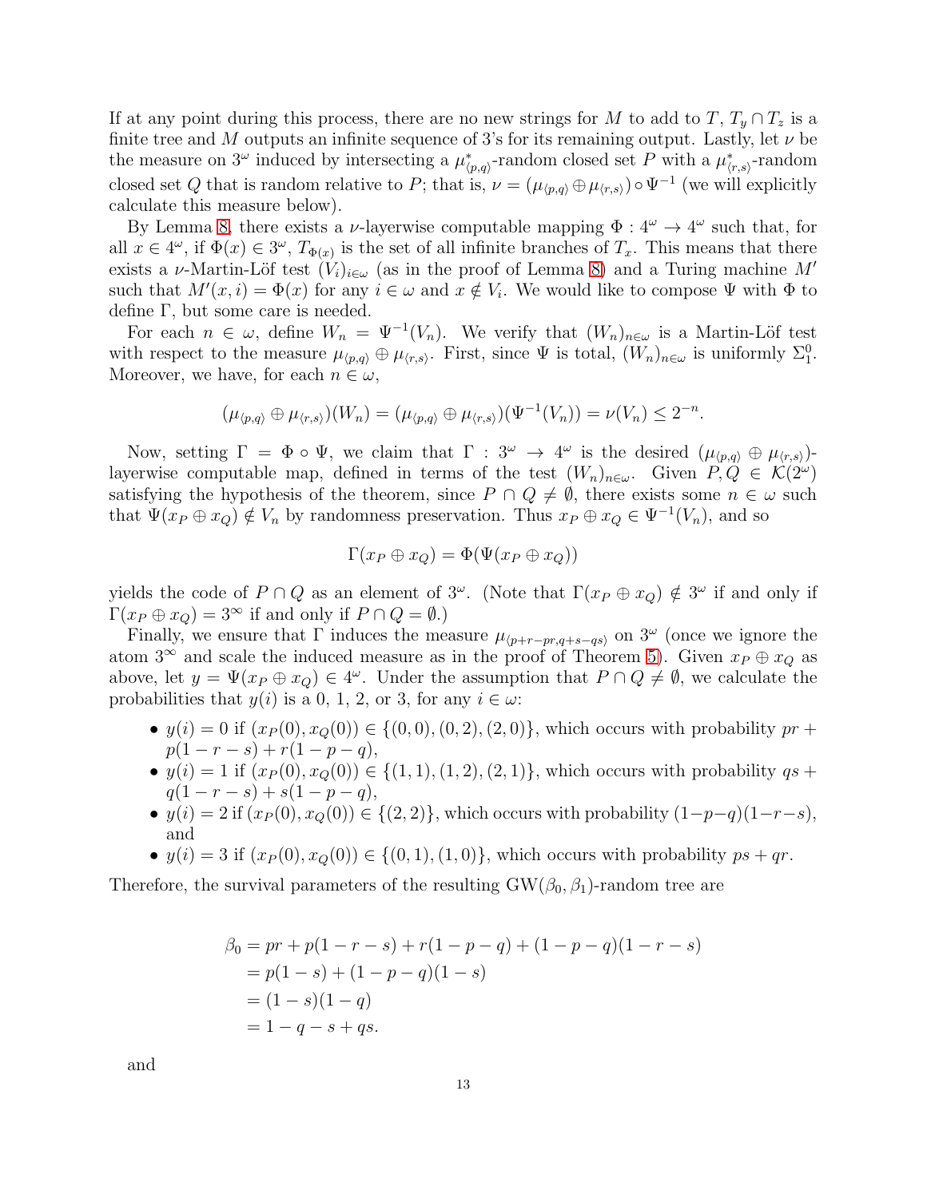If at any point during this process, there are no new strings for $M$ to add to $T$, $T_y \cap T_z$ is a finite tree and $M$ outputs an infinite sequence of 3's for its remaining output. Lastly, let $\nu$ be the measure on $3^\omega$ induced by intersecting a $\mu^*_{\langle p,q\rangle}$-random closed set $P$ with a $\mu^*_{\langle r,s\rangle}$-random closed set $Q$ that is random relative to $P$; that is, $\nu = (\mu_{\langle p,q\rangle} \oplus \mu_{\langle r,s\rangle}) \circ \Psi^{-1}$ (we will explicitly calculate this measure below).

By Lemma 8, there exists a $\nu$-layerwise computable mapping $\Phi : 4^\omega \to 4^\omega$ such that, for all $x \in 4^\omega$, if $\Phi(x) \in 3^\omega$, $T_{\Phi(x)}$ is the set of all infinite branches of $T_x$. This means that there exists a $\nu$-Martin-Löf test $(V_i)_{i\in\omega}$ (as in the proof of Lemma 8) and a Turing machine $M'$ such that $M'(x,i) = \Phi(x)$ for any $i \in \omega$ and $x \notin V_i$. We would like to compose $\Psi$ with $\Phi$ to define $\Gamma$, but some care is needed.

For each $n \in \omega$, define $W_n = \Psi^{-1}(V_n)$. We verify that $(W_n)_{n\in\omega}$ is a Martin-Löf test with respect to the measure $\mu_{\langle p,q\rangle} \oplus \mu_{\langle r,s\rangle}$. First, since $\Psi$ is total, $(W_n)_{n\in\omega}$ is uniformly $\Sigma^0_1$. Moreover, we have, for each $n \in \omega$,

$$(\mu_{\langle p,q\rangle} \oplus \mu_{\langle r,s\rangle})(W_n) = (\mu_{\langle p,q\rangle} \oplus \mu_{\langle r,s\rangle})(\Psi^{-1}(V_n)) = \nu(V_n) \leq 2^{-n}.$$

Now, setting $\Gamma = \Phi \circ \Psi$, we claim that $\Gamma : 3^\omega \to 4^\omega$ is the desired $(\mu_{\langle p,q\rangle} \oplus \mu_{\langle r,s\rangle})$-layerwise computable map, defined in terms of the test $(W_n)_{n\in\omega}$. Given $P, Q \in \mathcal{K}(2^\omega)$ satisfying the hypothesis of the theorem, since $P \cap Q \neq \emptyset$, there exists some $n \in \omega$ such that $\Psi(x_P \oplus x_Q) \notin V_n$ by randomness preservation. Thus $x_P \oplus x_Q \in \Psi^{-1}(V_n)$, and so

$$\Gamma(x_P \oplus x_Q) = \Phi(\Psi(x_P \oplus x_Q))$$

yields the code of $P \cap Q$ as an element of $3^\omega$. (Note that $\Gamma(x_P \oplus x_Q) \notin 3^\omega$ if and only if $\Gamma(x_P \oplus x_Q) = 3^\infty$ if and only if $P \cap Q = \emptyset$.)

Finally, we ensure that $\Gamma$ induces the measure $\mu_{\langle p+r-pr, q+s-qs\rangle}$ on $3^\omega$ (once we ignore the atom $3^\infty$ and scale the induced measure as in the proof of Theorem 5). Given $x_P \oplus x_Q$ as above, let $y = \Psi(x_P \oplus x_Q) \in 4^\omega$. Under the assumption that $P \cap Q \neq \emptyset$, we calculate the probabilities that $y(i)$ is a 0, 1, 2, or 3, for any $i \in \omega$:

- $y(i) = 0$ if $(x_P(0), x_Q(0)) \in \{(0,0),(0,2),(2,0)\}$, which occurs with probability $pr + p(1-r-s) + r(1-p-q)$,
- $y(i) = 1$ if $(x_P(0), x_Q(0)) \in \{(1,1),(1,2),(2,1)\}$, which occurs with probability $qs + q(1-r-s) + s(1-p-q)$,
- $y(i) = 2$ if $(x_P(0), x_Q(0)) \in \{(2,2)\}$, which occurs with probability $(1-p-q)(1-r-s)$, and
- $y(i) = 3$ if $(x_P(0), x_Q(0)) \in \{(0,1),(1,0)\}$, which occurs with probability $ps + qr$.

Therefore, the survival parameters of the resulting GW$(\beta_0, \beta_1)$-random tree are

$$\begin{aligned}
\beta_0 &= pr + p(1-r-s) + r(1-p-q) + (1-p-q)(1-r-s) \\
&= p(1-s) + (1-p-q)(1-s) \\
&= (1-s)(1-q) \\
&= 1 - q - s + qs.
\end{aligned}$$

and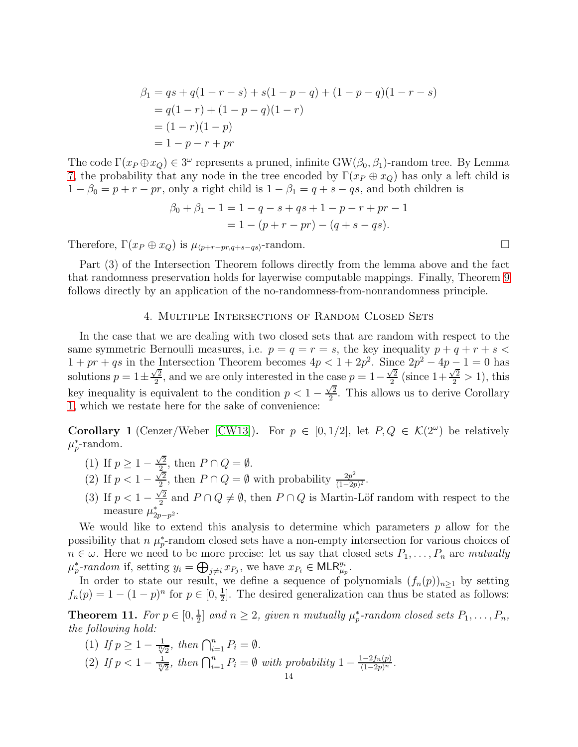$$
\begin{aligned}
\beta_1 &= qs + q(1-r-s) + s(1-p-q) + (1-p-q)(1-r-s) \\
&= q(1-r) + (1-p-q)(1-r) \\
&= (1-r)(1-p) \\
&= 1-p-r+pr
\end{aligned}
$$

The code $\Gamma(x_P \oplus x_Q) \in 3^\omega$ represents a pruned, infinite $\mathrm{GW}(\beta_0, \beta_1)$-random tree. By Lemma 7, the probability that any node in the tree encoded by $\Gamma(x_P \oplus x_Q)$ has only a left child is $1-\beta_0 = p+r-pr$, only a right child is $1-\beta_1 = q+s-qs$, and both children is

$$
\begin{aligned}
\beta_0 + \beta_1 - 1 &= 1 - q - s + qs + 1 - p - r + pr - 1 \\
&= 1 - (p+r-pr) - (q+s-qs).
\end{aligned}
$$

Therefore, $\Gamma(x_P \oplus x_Q)$ is $\mu_{\langle p+r-pr, q+s-qs\rangle}$-random. □

Part (3) of the Intersection Theorem follows directly from the lemma above and the fact that randomness preservation holds for layerwise computable mappings. Finally, Theorem 9 follows directly by an application of the no-randomness-from-nonrandomness principle.

## 4. Multiple Intersections of Random Closed Sets

In the case that we are dealing with two closed sets that are random with respect to the same symmetric Bernoulli measures, i.e. $p = q = r = s$, the key inequality $p + q + r + s < 1 + pr + qs$ in the Intersection Theorem becomes $4p < 1 + 2p^2$. Since $2p^2 - 4p - 1 = 0$ has solutions $p = 1 \pm \frac{\sqrt{2}}{2}$, and we are only interested in the case $p = 1 - \frac{\sqrt{2}}{2}$ (since $1 + \frac{\sqrt{2}}{2} > 1$), this key inequality is equivalent to the condition $p < 1 - \frac{\sqrt{2}}{2}$. This allows us to derive Corollary 1, which we restate here for the sake of convenience:

**Corollary 1** (Cenzer/Weber [CW13]). For $p \in [0, 1/2]$, let $P, Q \in \mathcal{K}(2^\omega)$ be relatively $\mu_p^*$-random.

(1) If $p \geq 1 - \frac{\sqrt{2}}{2}$, then $P \cap Q = \emptyset$.
(2) If $p < 1 - \frac{\sqrt{2}}{2}$, then $P \cap Q = \emptyset$ with probability $\frac{2p^2}{(1-2p)^2}$.
(3) If $p < 1 - \frac{\sqrt{2}}{2}$ and $P \cap Q \neq \emptyset$, then $P \cap Q$ is Martin-Löf random with respect to the measure $\mu_{2p-p^2}^*$.

We would like to extend this analysis to determine which parameters $p$ allow for the possibility that $n$ $\mu_p^*$-random closed sets have a non-empty intersection for various choices of $n \in \omega$. Here we need to be more precise: let us say that closed sets $P_1, \ldots, P_n$ are *mutually $\mu_p^*$-random* if, setting $y_i = \bigoplus_{j \neq i} x_{P_j}$, we have $x_{P_i} \in \mathsf{MLR}_{\mu_p}^{y_i}$.

In order to state our result, we define a sequence of polynomials $(f_n(p))_{n \geq 1}$ by setting $f_n(p) = 1 - (1-p)^n$ for $p \in [0, \frac{1}{2}]$. The desired generalization can thus be stated as follows:

**Theorem 11.** *For $p \in [0, \frac{1}{2}]$ and $n \geq 2$, given $n$ mutually $\mu_p^*$-random closed sets $P_1, \ldots, P_n$, the following hold:*

(1) *If $p \geq 1 - \frac{1}{\sqrt[n]{2}}$, then $\bigcap_{i=1}^n P_i = \emptyset$.*
(2) *If $p < 1 - \frac{1}{\sqrt[n]{2}}$, then $\bigcap_{i=1}^n P_i = \emptyset$ with probability $1 - \frac{1-2f_n(p)}{(1-2p)^n}$.*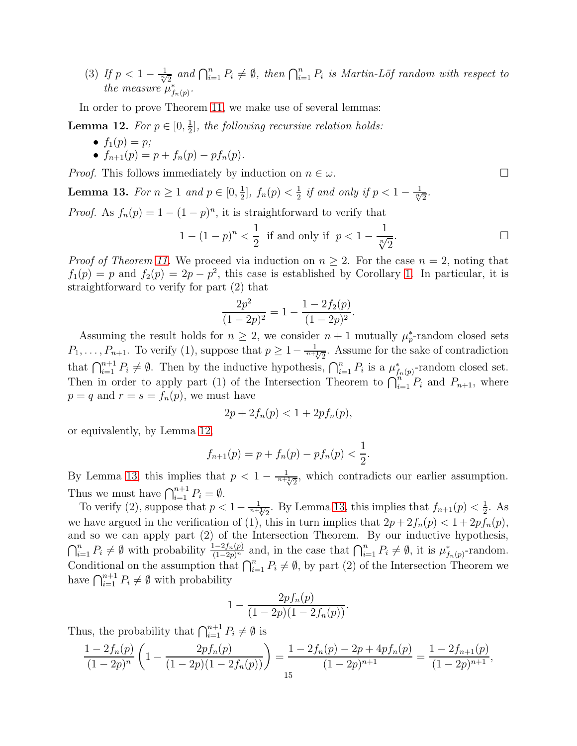(3) *If $p < 1 - \frac{1}{\sqrt[n]{2}}$ and $\bigcap_{i=1}^n P_i \neq \emptyset$, then $\bigcap_{i=1}^n P_i$ is Martin-Löf random with respect to the measure $\mu^*_{f_n(p)}$.*

In order to prove Theorem 11, we make use of several lemmas:

**Lemma 12.** *For $p \in [0, \frac{1}{2}]$, the following recursive relation holds:*

- *$f_1(p) = p$;*
- *$f_{n+1}(p) = p + f_n(p) - pf_n(p)$.*

*Proof.* This follows immediately by induction on $n \in \omega$. □

**Lemma 13.** *For $n \geq 1$ and $p \in [0, \frac{1}{2}]$, $f_n(p) < \frac{1}{2}$ if and only if $p < 1 - \frac{1}{\sqrt[n]{2}}$.*

*Proof.* As $f_n(p) = 1 - (1-p)^n$, it is straightforward to verify that

$$1 - (1-p)^n < \frac{1}{2} \text{ if and only if } p < 1 - \frac{1}{\sqrt[n]{2}}.$$

□

*Proof of Theorem 11.* We proceed via induction on $n \geq 2$. For the case $n = 2$, noting that $f_1(p) = p$ and $f_2(p) = 2p - p^2$, this case is established by Corollary 1. In particular, it is straightforward to verify for part (2) that

$$\frac{2p^2}{(1-2p)^2} = 1 - \frac{1 - 2f_2(p)}{(1-2p)^2}.$$

Assuming the result holds for $n \geq 2$, we consider $n+1$ mutually $\mu_p^*$-random closed sets $P_1, \ldots, P_{n+1}$. To verify (1), suppose that $p \geq 1 - \frac{1}{\sqrt[n+1]{2}}$. Assume for the sake of contradiction that $\bigcap_{i=1}^{n+1} P_i \neq \emptyset$. Then by the inductive hypothesis, $\bigcap_{i=1}^n P_i$ is a $\mu^*_{f_n(p)}$-random closed set. Then in order to apply part (1) of the Intersection Theorem to $\bigcap_{i=1}^n P_i$ and $P_{n+1}$, where $p = q$ and $r = s = f_n(p)$, we must have

$$2p + 2f_n(p) < 1 + 2pf_n(p),$$

or equivalently, by Lemma 12,

$$f_{n+1}(p) = p + f_n(p) - pf_n(p) < \frac{1}{2}.$$

By Lemma 13, this implies that $p < 1 - \frac{1}{\sqrt[n+1]{2}}$, which contradicts our earlier assumption. Thus we must have $\bigcap_{i=1}^{n+1} P_i = \emptyset$.

To verify (2), suppose that $p < 1 - \frac{1}{\sqrt[n+1]{2}}$. By Lemma 13, this implies that $f_{n+1}(p) < \frac{1}{2}$. As we have argued in the verification of (1), this in turn implies that $2p + 2f_n(p) < 1 + 2pf_n(p)$, and so we can apply part (2) of the Intersection Theorem. By our inductive hypothesis, $\bigcap_{i=1}^n P_i \neq \emptyset$ with probability $\frac{1-2f_n(p)}{(1-2p)^n}$ and, in the case that $\bigcap_{i=1}^n P_i \neq \emptyset$, it is $\mu^*_{f_n(p)}$-random. Conditional on the assumption that $\bigcap_{i=1}^n P_i \neq \emptyset$, by part (2) of the Intersection Theorem we have $\bigcap_{i=1}^{n+1} P_i \neq \emptyset$ with probability

$$1 - \frac{2pf_n(p)}{(1-2p)(1-2f_n(p))}.$$

Thus, the probability that $\bigcap_{i=1}^{n+1} P_i \neq \emptyset$ is

$$\frac{1-2f_n(p)}{(1-2p)^n}\left(1 - \frac{2pf_n(p)}{(1-2p)(1-2f_n(p))}\right) = \frac{1 - 2f_n(p) - 2p + 4pf_n(p)}{(1-2p)^{n+1}} = \frac{1 - 2f_{n+1}(p)}{(1-2p)^{n+1}},$$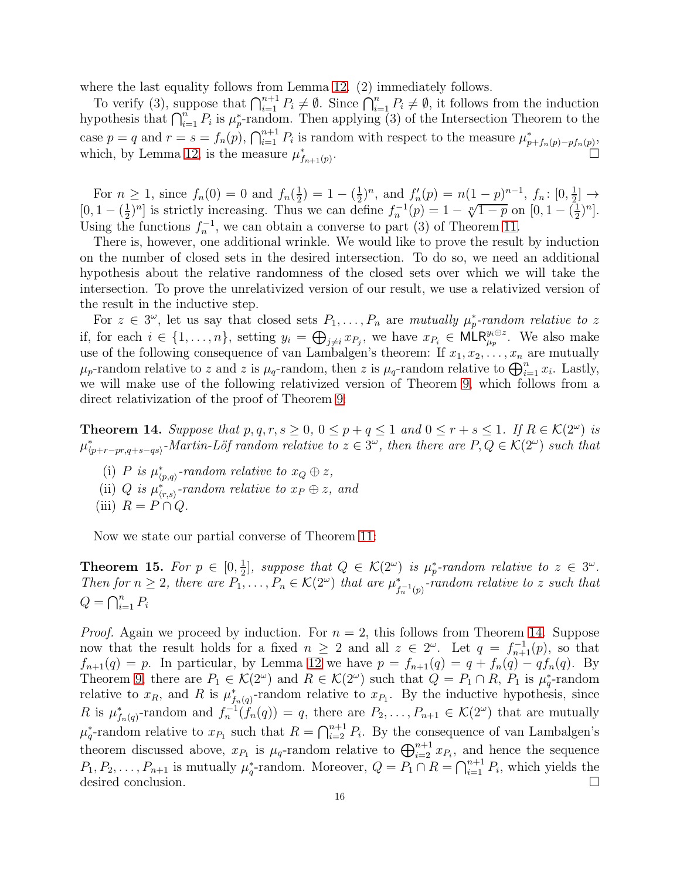where the last equality follows from Lemma 12. (2) immediately follows.

To verify (3), suppose that $\bigcap_{i=1}^{n+1} P_i \neq \emptyset$. Since $\bigcap_{i=1}^{n} P_i \neq \emptyset$, it follows from the induction hypothesis that $\bigcap_{i=1}^{n} P_i$ is $\mu_p^*$-random. Then applying (3) of the Intersection Theorem to the case $p = q$ and $r = s = f_n(p)$, $\bigcap_{i=1}^{n+1} P_i$ is random with respect to the measure $\mu^*_{p+f_n(p)-pf_n(p)}$, which, by Lemma 12, is the measure $\mu^*_{f_{n+1}(p)}$. □

For $n \geq 1$, since $f_n(0) = 0$ and $f_n(\frac{1}{2}) = 1 - (\frac{1}{2})^n$, and $f_n'(p) = n(1-p)^{n-1}$, $f_n \colon [0, \frac{1}{2}] \to [0, 1 - (\frac{1}{2})^n]$ is strictly increasing. Thus we can define $f_n^{-1}(p) = 1 - \sqrt[n]{1-p}$ on $[0, 1 - (\frac{1}{2})^n]$. Using the functions $f_n^{-1}$, we can obtain a converse to part (3) of Theorem 11.

There is, however, one additional wrinkle. We would like to prove the result by induction on the number of closed sets in the desired intersection. To do so, we need an additional hypothesis about the relative randomness of the closed sets over which we will take the intersection. To prove the unrelativized version of our result, we use a relativized version of the result in the inductive step.

For $z \in 3^\omega$, let us say that closed sets $P_1, \dots, P_n$ are *mutually $\mu_p^*$-random relative to $z$* if, for each $i \in \{1, \dots, n\}$, setting $y_i = \bigoplus_{j \neq i} x_{P_j}$, we have $x_{P_i} \in \mathsf{MLR}_{\mu_p}^{y_i \oplus z}$. We also make use of the following consequence of van Lambalgen's theorem: If $x_1, x_2, \dots, x_n$ are mutually $\mu_p$-random relative to $z$ and $z$ is $\mu_q$-random, then $z$ is $\mu_q$-random relative to $\bigoplus_{i=1}^n x_i$. Lastly, we will make use of the following relativized version of Theorem 9, which follows from a direct relativization of the proof of Theorem 9:

**Theorem 14.** *Suppose that $p, q, r, s \geq 0$, $0 \leq p + q \leq 1$ and $0 \leq r + s \leq 1$. If $R \in \mathcal{K}(2^\omega)$ is $\mu^*_{\langle p+r-pr, q+s-qs\rangle}$-Martin-Löf random relative to $z \in 3^\omega$, then there are $P, Q \in \mathcal{K}(2^\omega)$ such that*

- (i) *$P$ is $\mu^*_{\langle p,q\rangle}$-random relative to $x_Q \oplus z$,*
- (ii) *$Q$ is $\mu^*_{\langle r,s\rangle}$-random relative to $x_P \oplus z$, and*
- (iii) *$R = P \cap Q$.*

Now we state our partial converse of Theorem 11:

**Theorem 15.** *For $p \in [0, \frac{1}{2}]$, suppose that $Q \in \mathcal{K}(2^\omega)$ is $\mu_p^*$-random relative to $z \in 3^\omega$. Then for $n \geq 2$, there are $P_1, \dots, P_n \in \mathcal{K}(2^\omega)$ that are $\mu^*_{f_n^{-1}(p)}$-random relative to $z$ such that $Q = \bigcap_{i=1}^n P_i$*

*Proof.* Again we proceed by induction. For $n = 2$, this follows from Theorem 14. Suppose now that the result holds for a fixed $n \geq 2$ and all $z \in 2^\omega$. Let $q = f_{n+1}^{-1}(p)$, so that $f_{n+1}(q) = p$. In particular, by Lemma 12 we have $p = f_{n+1}(q) = q + f_n(q) - qf_n(q)$. By Theorem 9, there are $P_1 \in \mathcal{K}(2^\omega)$ and $R \in \mathcal{K}(2^\omega)$ such that $Q = P_1 \cap R$, $P_1$ is $\mu_q^*$-random relative to $x_R$, and $R$ is $\mu^*_{f_n(q)}$-random relative to $x_{P_1}$. By the inductive hypothesis, since $R$ is $\mu^*_{f_n(q)}$-random and $f_n^{-1}(f_n(q)) = q$, there are $P_2, \dots, P_{n+1} \in \mathcal{K}(2^\omega)$ that are mutually $\mu_q^*$-random relative to $x_{P_1}$ such that $R = \bigcap_{i=2}^{n+1} P_i$. By the consequence of van Lambalgen's theorem discussed above, $x_{P_1}$ is $\mu_q$-random relative to $\bigoplus_{i=2}^{n+1} x_{P_i}$, and hence the sequence $P_1, P_2, \dots, P_{n+1}$ is mutually $\mu_q^*$-random. Moreover, $Q = P_1 \cap R = \bigcap_{i=1}^{n+1} P_i$, which yields the desired conclusion. □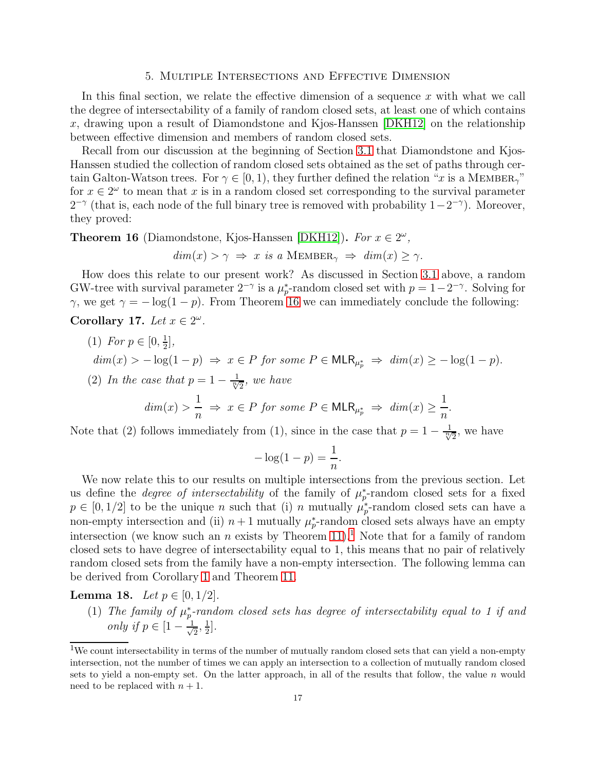## 5. Multiple Intersections and Effective Dimension

In this final section, we relate the effective dimension of a sequence $x$ with what we call the degree of intersectability of a family of random closed sets, at least one of which contains $x$, drawing upon a result of Diamondstone and Kjos-Hanssen [DKH12] on the relationship between effective dimension and members of random closed sets.

Recall from our discussion at the beginning of Section 3.1 that Diamondstone and Kjos-Hanssen studied the collection of random closed sets obtained as the set of paths through certain Galton-Watson trees. For $\gamma \in [0, 1)$, they further defined the relation "$x$ is a $\text{Member}_\gamma$" for $x \in 2^\omega$ to mean that $x$ is in a random closed set corresponding to the survival parameter $2^{-\gamma}$ (that is, each node of the full binary tree is removed with probability $1-2^{-\gamma}$). Moreover, they proved:

**Theorem 16** (Diamondstone, Kjos-Hanssen [DKH12])**.** *For $x \in 2^\omega$,*

$$dim(x) > \gamma \ \Rightarrow\ x \text{ is a } \text{Member}_\gamma \ \Rightarrow\ dim(x) \geq \gamma.$$

How does this relate to our present work? As discussed in Section 3.1 above, a random GW-tree with survival parameter $2^{-\gamma}$ is a $\mu^*_p$-random closed set with $p = 1-2^{-\gamma}$. Solving for $\gamma$, we get $\gamma = -\log(1-p)$. From Theorem 16 we can immediately conclude the following:

**Corollary 17.** *Let $x \in 2^\omega$.*

1. *For $p \in [0, \frac{1}{2}]$,*
   $dim(x) > -\log(1-p) \ \Rightarrow\ x \in P \text{ for some } P \in \mathsf{MLR}_{\mu^*_p} \ \Rightarrow\ dim(x) \geq -\log(1-p).$
2. *In the case that $p = 1 - \frac{1}{\sqrt[n]{2}}$, we have*

$$dim(x) > \frac{1}{n} \ \Rightarrow\ x \in P \text{ for some } P \in \mathsf{MLR}_{\mu^*_p} \ \Rightarrow\ dim(x) \geq \frac{1}{n}.$$

Note that (2) follows immediately from (1), since in the case that $p = 1 - \frac{1}{\sqrt[n]{2}}$, we have

$$-\log(1-p) = \frac{1}{n}.$$

We now relate this to our results on multiple intersections from the previous section. Let us define the *degree of intersectability* of the family of $\mu^*_p$-random closed sets for a fixed $p \in [0, 1/2]$ to be the unique $n$ such that (i) $n$ mutually $\mu^*_p$-random closed sets can have a non-empty intersection and (ii) $n+1$ mutually $\mu^*_p$-random closed sets always have an empty intersection (we know such an $n$ exists by Theorem 11).[1] Note that for a family of random closed sets to have degree of intersectability equal to 1, this means that no pair of relatively random closed sets from the family have a non-empty intersection. The following lemma can be derived from Corollary 1 and Theorem 11.

**Lemma 18.** *Let $p \in [0, 1/2]$.*

1. *The family of $\mu^*_p$-random closed sets has degree of intersectability equal to 1 if and only if $p \in [1 - \frac{1}{\sqrt{2}}, \frac{1}{2}]$.*

[1] We count intersectability in terms of the number of mutually random closed sets that can yield a non-empty intersection, not the number of times we can apply an intersection to a collection of mutually random closed sets to yield a non-empty set. On the latter approach, in all of the results that follow, the value $n$ would need to be replaced with $n + 1$.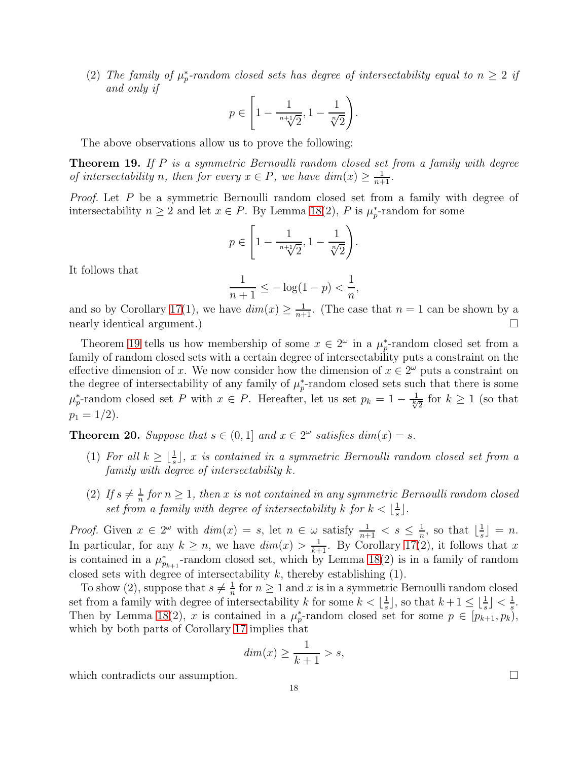(2) *The family of $\mu_p^*$-random closed sets has degree of intersectability equal to $n \geq 2$ if and only if*

$$p \in \left[1 - \frac{1}{\sqrt[n+1]{2}}, 1 - \frac{1}{\sqrt[n]{2}}\right).$$

The above observations allow us to prove the following:

**Theorem 19.** *If $P$ is a symmetric Bernoulli random closed set from a family with degree of intersectability $n$, then for every $x \in P$, we have $dim(x) \geq \frac{1}{n+1}$.*

*Proof.* Let $P$ be a symmetric Bernoulli random closed set from a family with degree of intersectability $n \geq 2$ and let $x \in P$. By Lemma 18(2), $P$ is $\mu_p^*$-random for some

$$p \in \left[1 - \frac{1}{\sqrt[n+1]{2}}, 1 - \frac{1}{\sqrt[n]{2}}\right).$$

It follows that

$$\frac{1}{n+1} \leq -\log(1-p) < \frac{1}{n},$$

and so by Corollary 17(1), we have $dim(x) \geq \frac{1}{n+1}$. (The case that $n = 1$ can be shown by a nearly identical argument.) □

Theorem 19 tells us how membership of some $x \in 2^\omega$ in a $\mu_p^*$-random closed set from a family of random closed sets with a certain degree of intersectability puts a constraint on the effective dimension of $x$. We now consider how the dimension of $x \in 2^\omega$ puts a constraint on the degree of intersectability of any family of $\mu_p^*$-random closed sets such that there is some $\mu_p^*$-random closed set $P$ with $x \in P$. Hereafter, let us set $p_k = 1 - \frac{1}{\sqrt[k]{2}}$ for $k \geq 1$ (so that $p_1 = 1/2$).

**Theorem 20.** *Suppose that $s \in (0, 1]$ and $x \in 2^\omega$ satisfies $dim(x) = s$.*

(1) *For all $k \geq \lfloor \frac{1}{s} \rfloor$, $x$ is contained in a symmetric Bernoulli random closed set from a family with degree of intersectability $k$.*

(2) *If $s \neq \frac{1}{n}$ for $n \geq 1$, then $x$ is not contained in any symmetric Bernoulli random closed set from a family with degree of intersectability $k$ for $k < \lfloor \frac{1}{s} \rfloor$.*

*Proof.* Given $x \in 2^\omega$ with $dim(x) = s$, let $n \in \omega$ satisfy $\frac{1}{n+1} < s \leq \frac{1}{n}$, so that $\lfloor \frac{1}{s} \rfloor = n$. In particular, for any $k \geq n$, we have $dim(x) > \frac{1}{k+1}$. By Corollary 17(2), it follows that $x$ is contained in a $\mu_{p_{k+1}}^*$-random closed set, which by Lemma 18(2) is in a family of random closed sets with degree of intersectability $k$, thereby establishing (1).

To show (2), suppose that $s \neq \frac{1}{n}$ for $n \geq 1$ and $x$ is in a symmetric Bernoulli random closed set from a family with degree of intersectability $k$ for some $k < \lfloor \frac{1}{s} \rfloor$, so that $k+1 \leq \lfloor \frac{1}{s} \rfloor < \frac{1}{s}$. Then by Lemma 18(2), $x$ is contained in a $\mu_p^*$-random closed set for some $p \in [p_{k+1}, p_k)$, which by both parts of Corollary 17 implies that

$$dim(x) \geq \frac{1}{k+1} > s,$$

which contradicts our assumption. □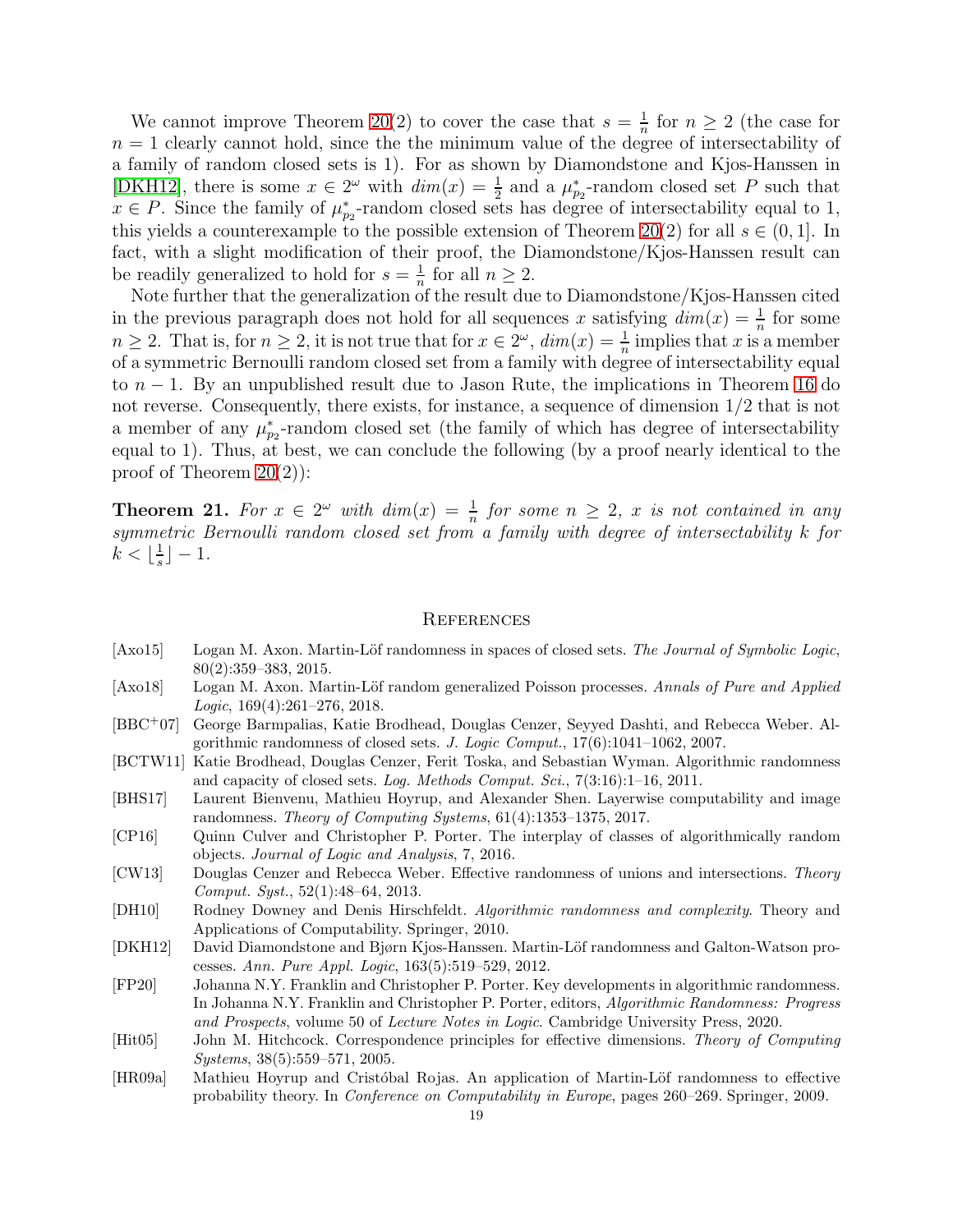We cannot improve Theorem 20(2) to cover the case that $s = \frac{1}{n}$ for $n \geq 2$ (the case for $n = 1$ clearly cannot hold, since the the minimum value of the degree of intersectability of a family of random closed sets is 1). For as shown by Diamondstone and Kjos-Hanssen in [DKH12], there is some $x \in 2^\omega$ with $dim(x) = \frac{1}{2}$ and a $\mu^*_{p_2}$-random closed set $P$ such that $x \in P$. Since the family of $\mu^*_{p_2}$-random closed sets has degree of intersectability equal to 1, this yields a counterexample to the possible extension of Theorem 20(2) for all $s \in (0, 1]$. In fact, with a slight modification of their proof, the Diamondstone/Kjos-Hanssen result can be readily generalized to hold for $s = \frac{1}{n}$ for all $n \geq 2$.

Note further that the generalization of the result due to Diamondstone/Kjos-Hanssen cited in the previous paragraph does not hold for all sequences $x$ satisfying $dim(x) = \frac{1}{n}$ for some $n \geq 2$. That is, for $n \geq 2$, it is not true that for $x \in 2^\omega$, $dim(x) = \frac{1}{n}$ implies that $x$ is a member of a symmetric Bernoulli random closed set from a family with degree of intersectability equal to $n - 1$. By an unpublished result due to Jason Rute, the implications in Theorem 16 do not reverse. Consequently, there exists, for instance, a sequence of dimension $1/2$ that is not a member of any $\mu^*_{p_2}$-random closed set (the family of which has degree of intersectability equal to 1). Thus, at best, we can conclude the following (by a proof nearly identical to the proof of Theorem 20(2)):

**Theorem 21.** *For $x \in 2^\omega$ with $dim(x) = \frac{1}{n}$ for some $n \geq 2$, $x$ is not contained in any symmetric Bernoulli random closed set from a family with degree of intersectability $k$ for $k < \lfloor \frac{1}{s} \rfloor - 1$.*

## References

[Axo15] Logan M. Axon. Martin-Löf randomness in spaces of closed sets. *The Journal of Symbolic Logic*, 80(2):359–383, 2015.

[Axo18] Logan M. Axon. Martin-Löf random generalized Poisson processes. *Annals of Pure and Applied Logic*, 169(4):261–276, 2018.

[BBC+07] George Barmpalias, Katie Brodhead, Douglas Cenzer, Seyyed Dashti, and Rebecca Weber. Algorithmic randomness of closed sets. *J. Logic Comput.*, 17(6):1041–1062, 2007.

[BCTW11] Katie Brodhead, Douglas Cenzer, Ferit Toska, and Sebastian Wyman. Algorithmic randomness and capacity of closed sets. *Log. Methods Comput. Sci.*, 7(3:16):1–16, 2011.

[BHS17] Laurent Bienvenu, Mathieu Hoyrup, and Alexander Shen. Layerwise computability and image randomness. *Theory of Computing Systems*, 61(4):1353–1375, 2017.

[CP16] Quinn Culver and Christopher P. Porter. The interplay of classes of algorithmically random objects. *Journal of Logic and Analysis*, 7, 2016.

[CW13] Douglas Cenzer and Rebecca Weber. Effective randomness of unions and intersections. *Theory Comput. Syst.*, 52(1):48–64, 2013.

[DH10] Rodney Downey and Denis Hirschfeldt. *Algorithmic randomness and complexity*. Theory and Applications of Computability. Springer, 2010.

[DKH12] David Diamondstone and Bjørn Kjos-Hanssen. Martin-Löf randomness and Galton-Watson processes. *Ann. Pure Appl. Logic*, 163(5):519–529, 2012.

[FP20] Johanna N.Y. Franklin and Christopher P. Porter. Key developments in algorithmic randomness. In Johanna N.Y. Franklin and Christopher P. Porter, editors, *Algorithmic Randomness: Progress and Prospects*, volume 50 of *Lecture Notes in Logic*. Cambridge University Press, 2020.

[Hit05] John M. Hitchcock. Correspondence principles for effective dimensions. *Theory of Computing Systems*, 38(5):559–571, 2005.

[HR09a] Mathieu Hoyrup and Cristóbal Rojas. An application of Martin-Löf randomness to effective probability theory. In *Conference on Computability in Europe*, pages 260–269. Springer, 2009.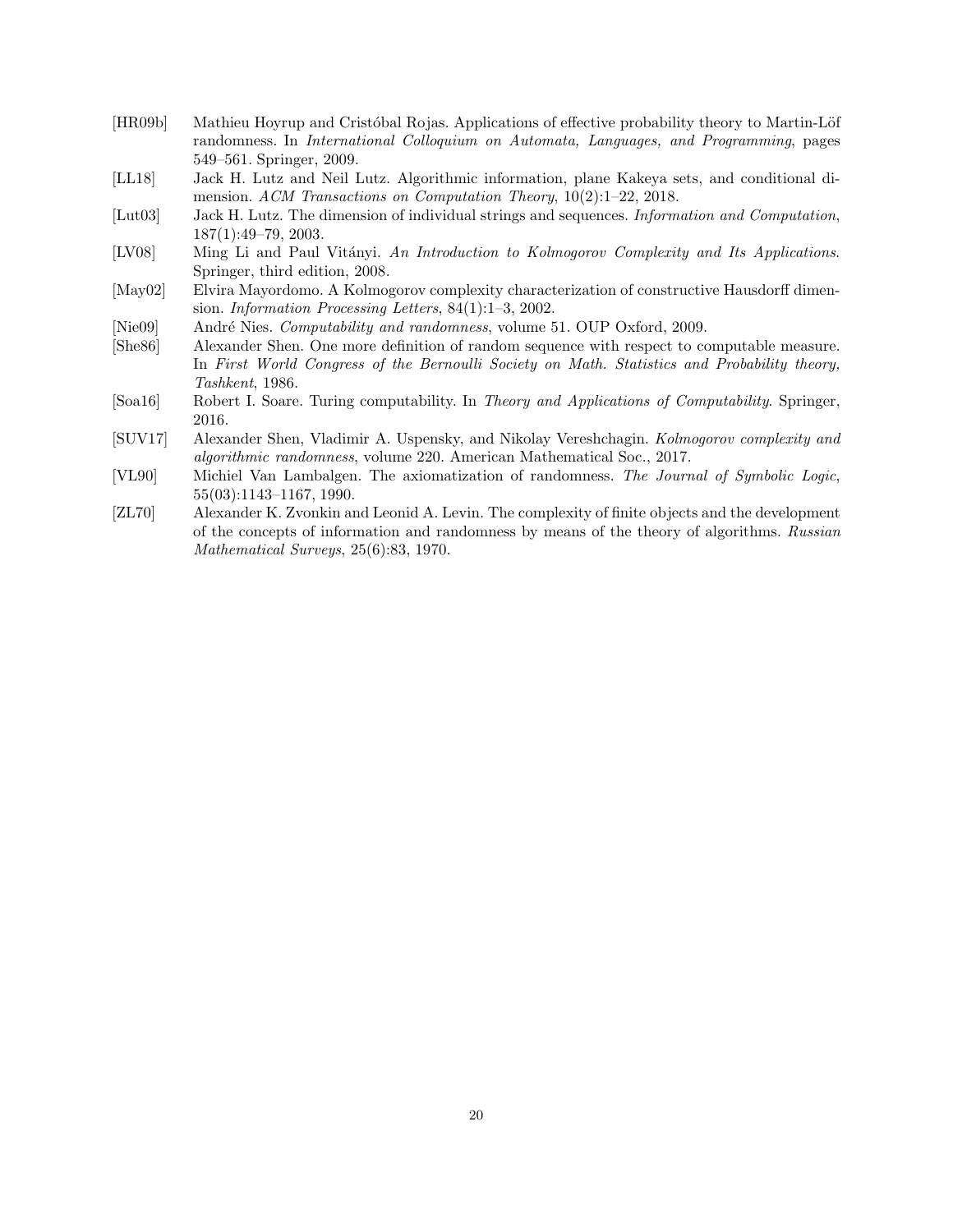[HR09b] Mathieu Hoyrup and Cristóbal Rojas. Applications of effective probability theory to Martin-Löf randomness. In *International Colloquium on Automata, Languages, and Programming*, pages 549–561. Springer, 2009.

[LL18] Jack H. Lutz and Neil Lutz. Algorithmic information, plane Kakeya sets, and conditional dimension. *ACM Transactions on Computation Theory*, 10(2):1–22, 2018.

[Lut03] Jack H. Lutz. The dimension of individual strings and sequences. *Information and Computation*, 187(1):49–79, 2003.

[LV08] Ming Li and Paul Vitányi. *An Introduction to Kolmogorov Complexity and Its Applications*. Springer, third edition, 2008.

[May02] Elvira Mayordomo. A Kolmogorov complexity characterization of constructive Hausdorff dimension. *Information Processing Letters*, 84(1):1–3, 2002.

[Nie09] André Nies. *Computability and randomness*, volume 51. OUP Oxford, 2009.

[She86] Alexander Shen. One more definition of random sequence with respect to computable measure. In *First World Congress of the Bernoulli Society on Math. Statistics and Probability theory, Tashkent*, 1986.

[Soa16] Robert I. Soare. Turing computability. In *Theory and Applications of Computability*. Springer, 2016.

[SUV17] Alexander Shen, Vladimir A. Uspensky, and Nikolay Vereshchagin. *Kolmogorov complexity and algorithmic randomness*, volume 220. American Mathematical Soc., 2017.

[VL90] Michiel Van Lambalgen. The axiomatization of randomness. *The Journal of Symbolic Logic*, 55(03):1143–1167, 1990.

[ZL70] Alexander K. Zvonkin and Leonid A. Levin. The complexity of finite objects and the development of the concepts of information and randomness by means of the theory of algorithms. *Russian Mathematical Surveys*, 25(6):83, 1970.